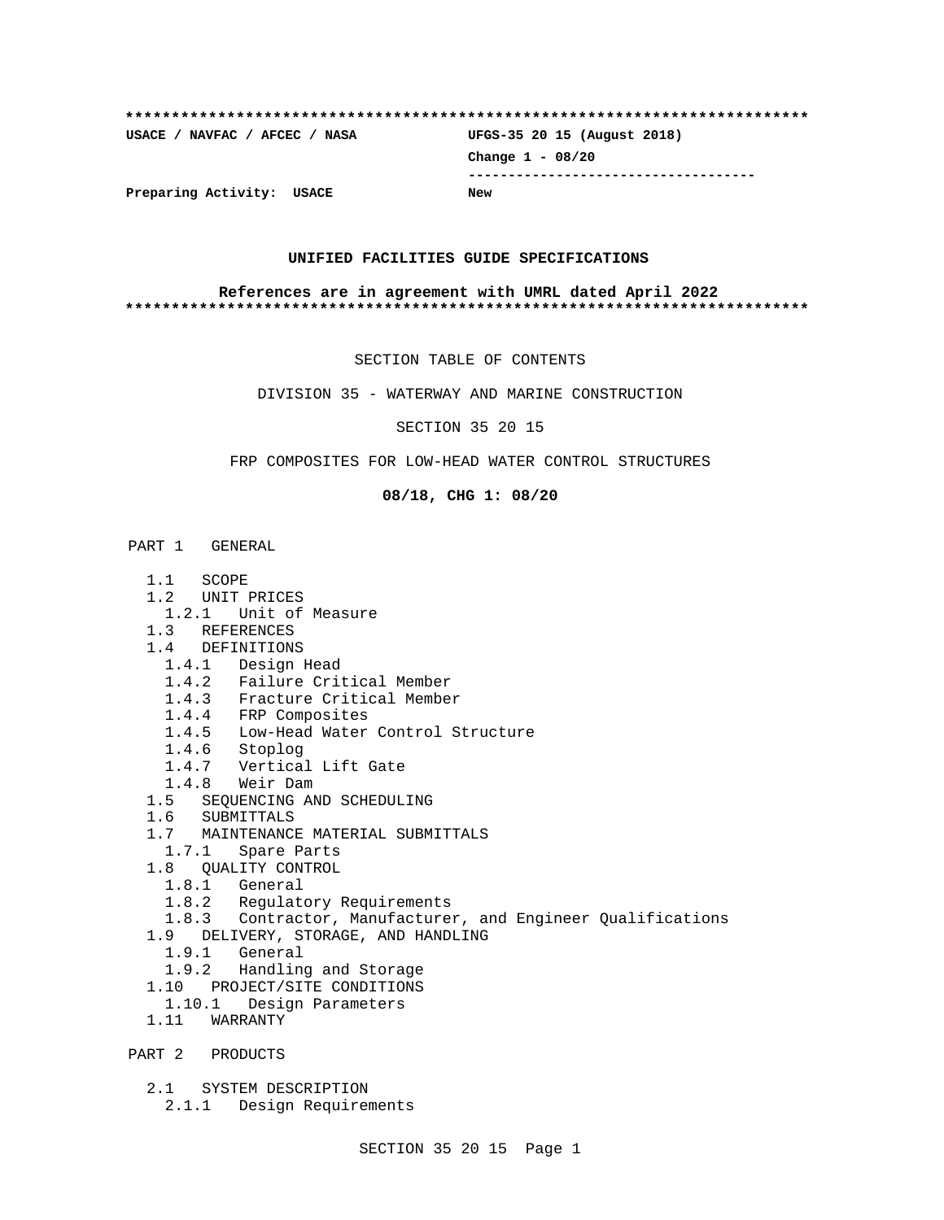**************************************************************************

**USACE / NAVFAC / AFCEC / NASA** **UFGS-35 20 15 (August 2018)**

**Change 1 - 08/20**

-----------------------------------

**Preparing Activity: USACE** **New**

**UNIFIED FACILITIES GUIDE SPECIFICATIONS**

**References are in agreement with UMRL dated April 2022**

**************************************************************************

SECTION TABLE OF CONTENTS

DIVISION 35 - WATERWAY AND MARINE CONSTRUCTION

SECTION 35 20 15

FRP COMPOSITES FOR LOW-HEAD WATER CONTROL STRUCTURES

**08/18, CHG 1: 08/20**

PART 1 GENERAL

- 1.1 SCOPE
- 1.2 UNIT PRICES
  - 1.2.1 Unit of Measure
- 1.3 REFERENCES
- 1.4 DEFINITIONS
  - 1.4.1 Design Head
  - 1.4.2 Failure Critical Member
  - 1.4.3 Fracture Critical Member
  - 1.4.4 FRP Composites
  - 1.4.5 Low-Head Water Control Structure
  - 1.4.6 Stoplog
  - 1.4.7 Vertical Lift Gate
  - 1.4.8 Weir Dam
- 1.5 SEQUENCING AND SCHEDULING
- 1.6 SUBMITTALS
- 1.7 MAINTENANCE MATERIAL SUBMITTALS
  - 1.7.1 Spare Parts
- 1.8 QUALITY CONTROL
  - 1.8.1 General
  - 1.8.2 Regulatory Requirements
  - 1.8.3 Contractor, Manufacturer, and Engineer Qualifications
- 1.9 DELIVERY, STORAGE, AND HANDLING
  - 1.9.1 General
  - 1.9.2 Handling and Storage
- 1.10 PROJECT/SITE CONDITIONS
  - 1.10.1 Design Parameters
- 1.11 WARRANTY

PART 2 PRODUCTS

- 2.1 SYSTEM DESCRIPTION
  - 2.1.1 Design Requirements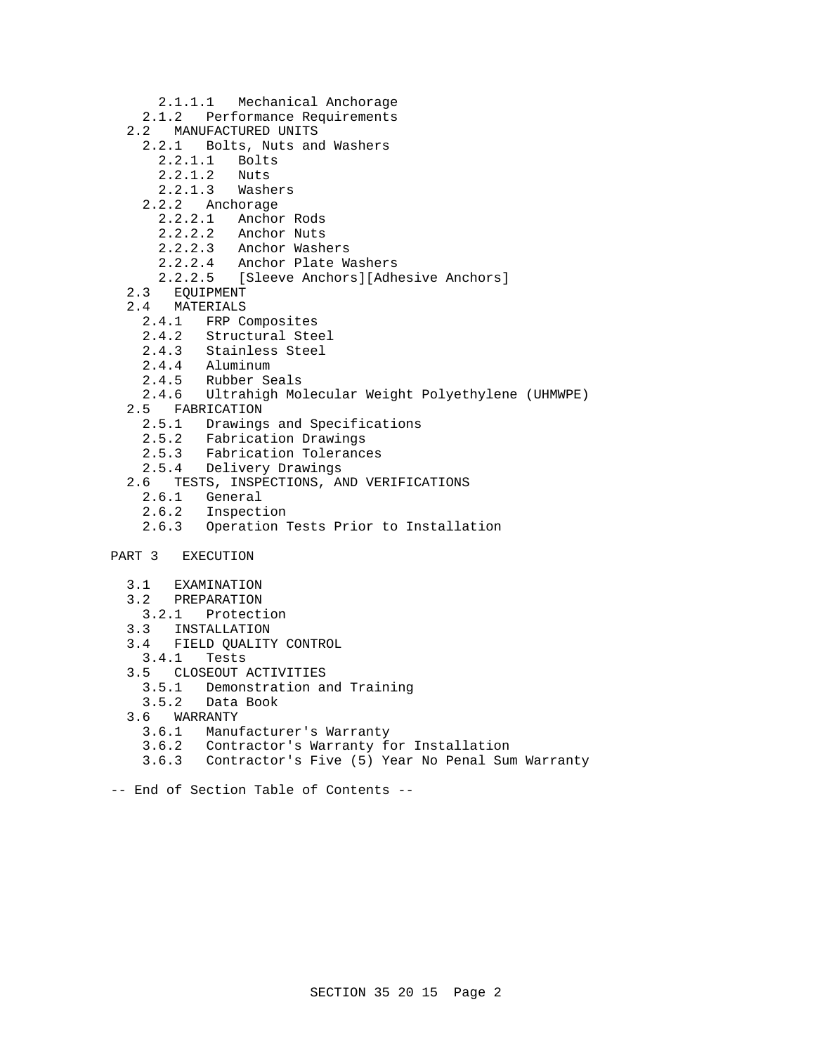2.1.1.1   Mechanical Anchorage
    2.1.2   Performance Requirements
  2.2   MANUFACTURED UNITS
    2.2.1   Bolts, Nuts and Washers
      2.2.1.1   Bolts
      2.2.1.2   Nuts
      2.2.1.3   Washers
    2.2.2   Anchorage
      2.2.2.1   Anchor Rods
      2.2.2.2   Anchor Nuts
      2.2.2.3   Anchor Washers
      2.2.2.4   Anchor Plate Washers
      2.2.2.5   [Sleeve Anchors][Adhesive Anchors]
  2.3   EQUIPMENT
  2.4   MATERIALS
    2.4.1   FRP Composites
    2.4.2   Structural Steel
    2.4.3   Stainless Steel
    2.4.4   Aluminum
    2.4.5   Rubber Seals
    2.4.6   Ultrahigh Molecular Weight Polyethylene (UHMWPE)
  2.5   FABRICATION
    2.5.1   Drawings and Specifications
    2.5.2   Fabrication Drawings
    2.5.3   Fabrication Tolerances
    2.5.4   Delivery Drawings
  2.6   TESTS, INSPECTIONS, AND VERIFICATIONS
    2.6.1   General
    2.6.2   Inspection
    2.6.3   Operation Tests Prior to Installation

PART 3   EXECUTION

  3.1   EXAMINATION
  3.2   PREPARATION
    3.2.1   Protection
  3.3   INSTALLATION
  3.4   FIELD QUALITY CONTROL
    3.4.1   Tests
  3.5   CLOSEOUT ACTIVITIES
    3.5.1   Demonstration and Training
    3.5.2   Data Book
  3.6   WARRANTY
    3.6.1   Manufacturer's Warranty
    3.6.2   Contractor's Warranty for Installation
    3.6.3   Contractor's Five (5) Year No Penal Sum Warranty

-- End of Section Table of Contents --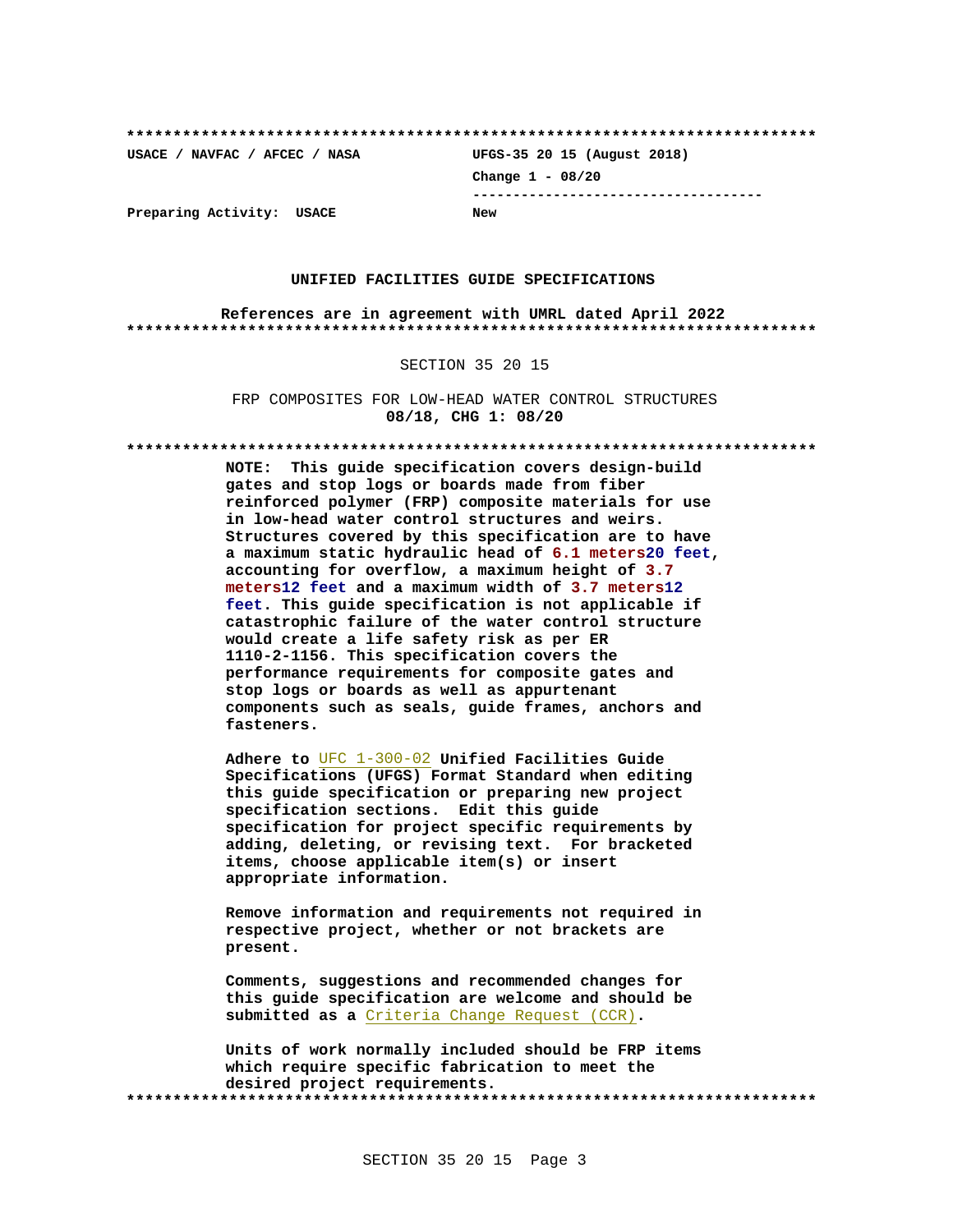**************************************************************************

**USACE / NAVFAC / AFCEC / NASA** | **UFGS-35 20 15 (August 2018)**

**Change 1 - 08/20**

------------------------------------

**Preparing Activity: USACE** | **New**

**UNIFIED FACILITIES GUIDE SPECIFICATIONS**

**References are in agreement with UMRL dated April 2022**

**************************************************************************

SECTION 35 20 15

FRP COMPOSITES FOR LOW-HEAD WATER CONTROL STRUCTURES
**08/18, CHG 1: 08/20**

**************************************************************************

**NOTE: This guide specification covers design-build gates and stop logs or boards made from fiber reinforced polymer (FRP) composite materials for use in low-head water control structures and weirs. Structures covered by this specification are to have a maximum static hydraulic head of 6.1 meters20 feet, accounting for overflow, a maximum height of 3.7 meters12 feet and a maximum width of 3.7 meters12 feet. This guide specification is not applicable if catastrophic failure of the water control structure would create a life safety risk as per ER 1110-2-1156. This specification covers the performance requirements for composite gates and stop logs or boards as well as appurtenant components such as seals, guide frames, anchors and fasteners.**

**Adhere to UFC 1-300-02 Unified Facilities Guide Specifications (UFGS) Format Standard when editing this guide specification or preparing new project specification sections. Edit this guide specification for project specific requirements by adding, deleting, or revising text. For bracketed items, choose applicable item(s) or insert appropriate information.**

**Remove information and requirements not required in respective project, whether or not brackets are present.**

**Comments, suggestions and recommended changes for this guide specification are welcome and should be submitted as a Criteria Change Request (CCR).**

**Units of work normally included should be FRP items which require specific fabrication to meet the desired project requirements.**

**************************************************************************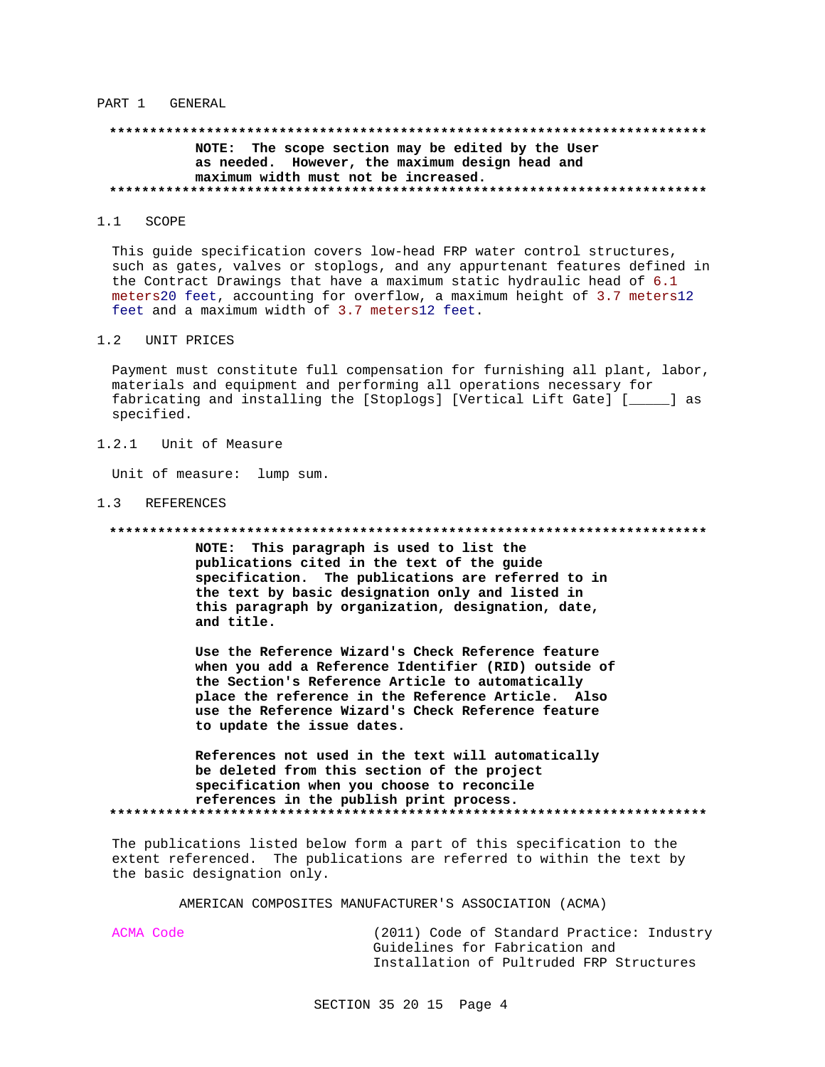PART 1 GENERAL

**************************************************************************

**NOTE: The scope section may be edited by the User as needed. However, the maximum design head and maximum width must not be increased.**

**************************************************************************

## 1.1 SCOPE

This guide specification covers low-head FRP water control structures, such as gates, valves or stoplogs, and any appurtenant features defined in the Contract Drawings that have a maximum static hydraulic head of 6.1 meters20 feet, accounting for overflow, a maximum height of 3.7 meters12 feet and a maximum width of 3.7 meters12 feet.

## 1.2 UNIT PRICES

Payment must constitute full compensation for furnishing all plant, labor, materials and equipment and performing all operations necessary for fabricating and installing the [Stoplogs] [Vertical Lift Gate] [_____] as specified.

### 1.2.1 Unit of Measure

Unit of measure: lump sum.

## 1.3 REFERENCES

**************************************************************************

**NOTE: This paragraph is used to list the publications cited in the text of the guide specification. The publications are referred to in the text by basic designation only and listed in this paragraph by organization, designation, date, and title.**

**Use the Reference Wizard's Check Reference feature when you add a Reference Identifier (RID) outside of the Section's Reference Article to automatically place the reference in the Reference Article. Also use the Reference Wizard's Check Reference feature to update the issue dates.**

**References not used in the text will automatically be deleted from this section of the project specification when you choose to reconcile references in the publish print process.**

**************************************************************************

The publications listed below form a part of this specification to the extent referenced. The publications are referred to within the text by the basic designation only.

AMERICAN COMPOSITES MANUFACTURER'S ASSOCIATION (ACMA)

ACMA Code (2011) Code of Standard Practice: Industry Guidelines for Fabrication and Installation of Pultruded FRP Structures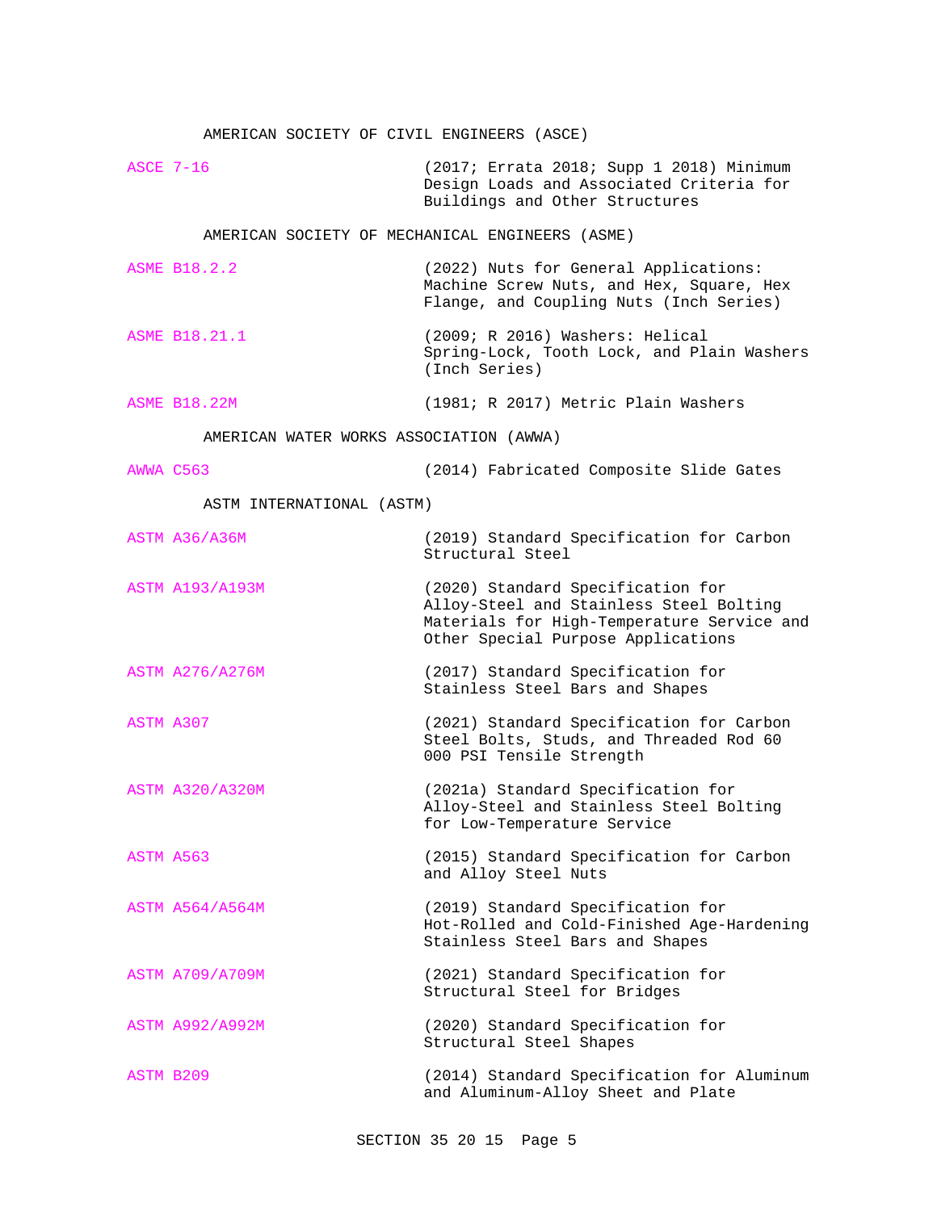AMERICAN SOCIETY OF CIVIL ENGINEERS (ASCE)

| | |
|---|---|
| ASCE 7-16 | (2017; Errata 2018; Supp 1 2018) Minimum Design Loads and Associated Criteria for Buildings and Other Structures |

AMERICAN SOCIETY OF MECHANICAL ENGINEERS (ASME)

| | |
|---|---|
| ASME B18.2.2 | (2022) Nuts for General Applications: Machine Screw Nuts, and Hex, Square, Hex Flange, and Coupling Nuts (Inch Series) |
| ASME B18.21.1 | (2009; R 2016) Washers: Helical Spring-Lock, Tooth Lock, and Plain Washers (Inch Series) |
| ASME B18.22M | (1981; R 2017) Metric Plain Washers |

AMERICAN WATER WORKS ASSOCIATION (AWWA)

| | |
|---|---|
| AWWA C563 | (2014) Fabricated Composite Slide Gates |

ASTM INTERNATIONAL (ASTM)

| | |
|---|---|
| ASTM A36/A36M | (2019) Standard Specification for Carbon Structural Steel |
| ASTM A193/A193M | (2020) Standard Specification for Alloy-Steel and Stainless Steel Bolting Materials for High-Temperature Service and Other Special Purpose Applications |
| ASTM A276/A276M | (2017) Standard Specification for Stainless Steel Bars and Shapes |
| ASTM A307 | (2021) Standard Specification for Carbon Steel Bolts, Studs, and Threaded Rod 60 000 PSI Tensile Strength |
| ASTM A320/A320M | (2021a) Standard Specification for Alloy-Steel and Stainless Steel Bolting for Low-Temperature Service |
| ASTM A563 | (2015) Standard Specification for Carbon and Alloy Steel Nuts |
| ASTM A564/A564M | (2019) Standard Specification for Hot-Rolled and Cold-Finished Age-Hardening Stainless Steel Bars and Shapes |
| ASTM A709/A709M | (2021) Standard Specification for Structural Steel for Bridges |
| ASTM A992/A992M | (2020) Standard Specification for Structural Steel Shapes |
| ASTM B209 | (2014) Standard Specification for Aluminum and Aluminum-Alloy Sheet and Plate |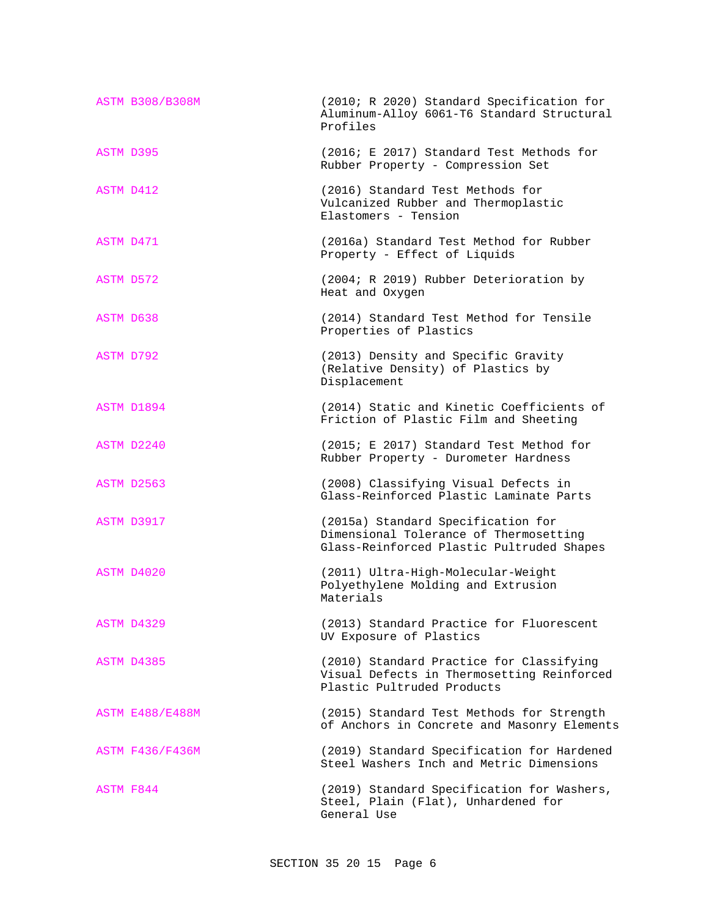ASTM B308/B308M (2010; R 2020) Standard Specification for Aluminum-Alloy 6061-T6 Standard Structural Profiles

ASTM D395 (2016; E 2017) Standard Test Methods for Rubber Property - Compression Set

ASTM D412 (2016) Standard Test Methods for Vulcanized Rubber and Thermoplastic Elastomers - Tension

ASTM D471 (2016a) Standard Test Method for Rubber Property - Effect of Liquids

ASTM D572 (2004; R 2019) Rubber Deterioration by Heat and Oxygen

ASTM D638 (2014) Standard Test Method for Tensile Properties of Plastics

ASTM D792 (2013) Density and Specific Gravity (Relative Density) of Plastics by Displacement

ASTM D1894 (2014) Static and Kinetic Coefficients of Friction of Plastic Film and Sheeting

ASTM D2240 (2015; E 2017) Standard Test Method for Rubber Property - Durometer Hardness

ASTM D2563 (2008) Classifying Visual Defects in Glass-Reinforced Plastic Laminate Parts

ASTM D3917 (2015a) Standard Specification for Dimensional Tolerance of Thermosetting Glass-Reinforced Plastic Pultruded Shapes

ASTM D4020 (2011) Ultra-High-Molecular-Weight Polyethylene Molding and Extrusion Materials

ASTM D4329 (2013) Standard Practice for Fluorescent UV Exposure of Plastics

ASTM D4385 (2010) Standard Practice for Classifying Visual Defects in Thermosetting Reinforced Plastic Pultruded Products

ASTM E488/E488M (2015) Standard Test Methods for Strength of Anchors in Concrete and Masonry Elements

ASTM F436/F436M (2019) Standard Specification for Hardened Steel Washers Inch and Metric Dimensions

ASTM F844 (2019) Standard Specification for Washers, Steel, Plain (Flat), Unhardened for General Use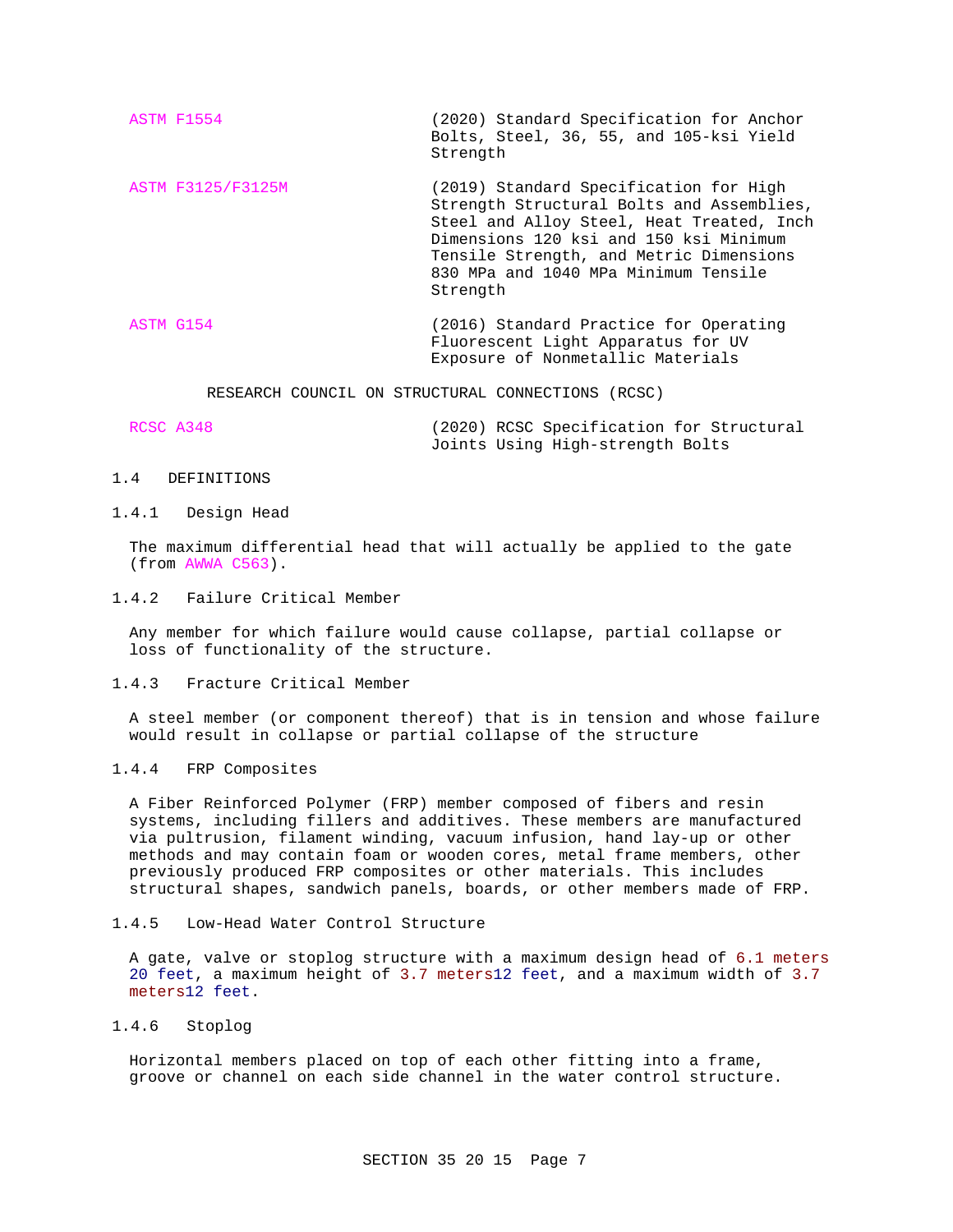| | |
|---|---|
| ASTM F1554 | (2020) Standard Specification for Anchor Bolts, Steel, 36, 55, and 105-ksi Yield Strength |
| ASTM F3125/F3125M | (2019) Standard Specification for High Strength Structural Bolts and Assemblies, Steel and Alloy Steel, Heat Treated, Inch Dimensions 120 ksi and 150 ksi Minimum Tensile Strength, and Metric Dimensions 830 MPa and 1040 MPa Minimum Tensile Strength |
| ASTM G154 | (2016) Standard Practice for Operating Fluorescent Light Apparatus for UV Exposure of Nonmetallic Materials |

RESEARCH COUNCIL ON STRUCTURAL CONNECTIONS (RCSC)

| | |
|---|---|
| RCSC A348 | (2020) RCSC Specification for Structural Joints Using High-strength Bolts |

## 1.4 DEFINITIONS

### 1.4.1 Design Head

The maximum differential head that will actually be applied to the gate (from AWWA C563).

### 1.4.2 Failure Critical Member

Any member for which failure would cause collapse, partial collapse or loss of functionality of the structure.

### 1.4.3 Fracture Critical Member

A steel member (or component thereof) that is in tension and whose failure would result in collapse or partial collapse of the structure

### 1.4.4 FRP Composites

A Fiber Reinforced Polymer (FRP) member composed of fibers and resin systems, including fillers and additives. These members are manufactured via pultrusion, filament winding, vacuum infusion, hand lay-up or other methods and may contain foam or wooden cores, metal frame members, other previously produced FRP composites or other materials. This includes structural shapes, sandwich panels, boards, or other members made of FRP.

### 1.4.5 Low-Head Water Control Structure

A gate, valve or stoplog structure with a maximum design head of 6.1 meters 20 feet, a maximum height of 3.7 meters12 feet, and a maximum width of 3.7 meters12 feet.

### 1.4.6 Stoplog

Horizontal members placed on top of each other fitting into a frame, groove or channel on each side channel in the water control structure.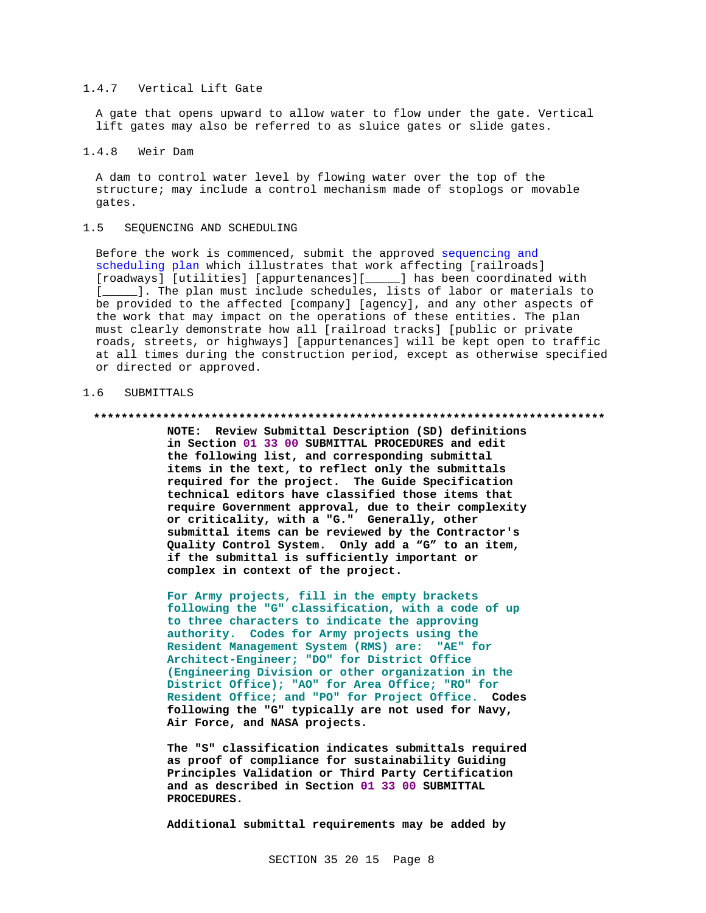### 1.4.7 Vertical Lift Gate

A gate that opens upward to allow water to flow under the gate. Vertical lift gates may also be referred to as sluice gates or slide gates.

### 1.4.8 Weir Dam

A dam to control water level by flowing water over the top of the structure; may include a control mechanism made of stoplogs or movable gates.

## 1.5 SEQUENCING AND SCHEDULING

Before the work is commenced, submit the approved sequencing and scheduling plan which illustrates that work affecting [railroads] [roadways] [utilities] [appurtenances][_____] has been coordinated with [_____]. The plan must include schedules, lists of labor or materials to be provided to the affected [company] [agency], and any other aspects of the work that may impact on the operations of these entities. The plan must clearly demonstrate how all [railroad tracks] [public or private roads, streets, or highways] [appurtenances] will be kept open to traffic at all times during the construction period, except as otherwise specified or directed or approved.

## 1.6 SUBMITTALS

**************************************************************************

**NOTE: Review Submittal Description (SD) definitions in Section 01 33 00 SUBMITTAL PROCEDURES and edit the following list, and corresponding submittal items in the text, to reflect only the submittals required for the project. The Guide Specification technical editors have classified those items that require Government approval, due to their complexity or criticality, with a "G." Generally, other submittal items can be reviewed by the Contractor's Quality Control System. Only add a "G" to an item, if the submittal is sufficiently important or complex in context of the project.**

**For Army projects, fill in the empty brackets following the "G" classification, with a code of up to three characters to indicate the approving authority. Codes for Army projects using the Resident Management System (RMS) are: "AE" for Architect-Engineer; "DO" for District Office (Engineering Division or other organization in the District Office); "AO" for Area Office; "RO" for Resident Office; and "PO" for Project Office. Codes following the "G" typically are not used for Navy, Air Force, and NASA projects.**

**The "S" classification indicates submittals required as proof of compliance for sustainability Guiding Principles Validation or Third Party Certification and as described in Section 01 33 00 SUBMITTAL PROCEDURES.**

**Additional submittal requirements may be added by**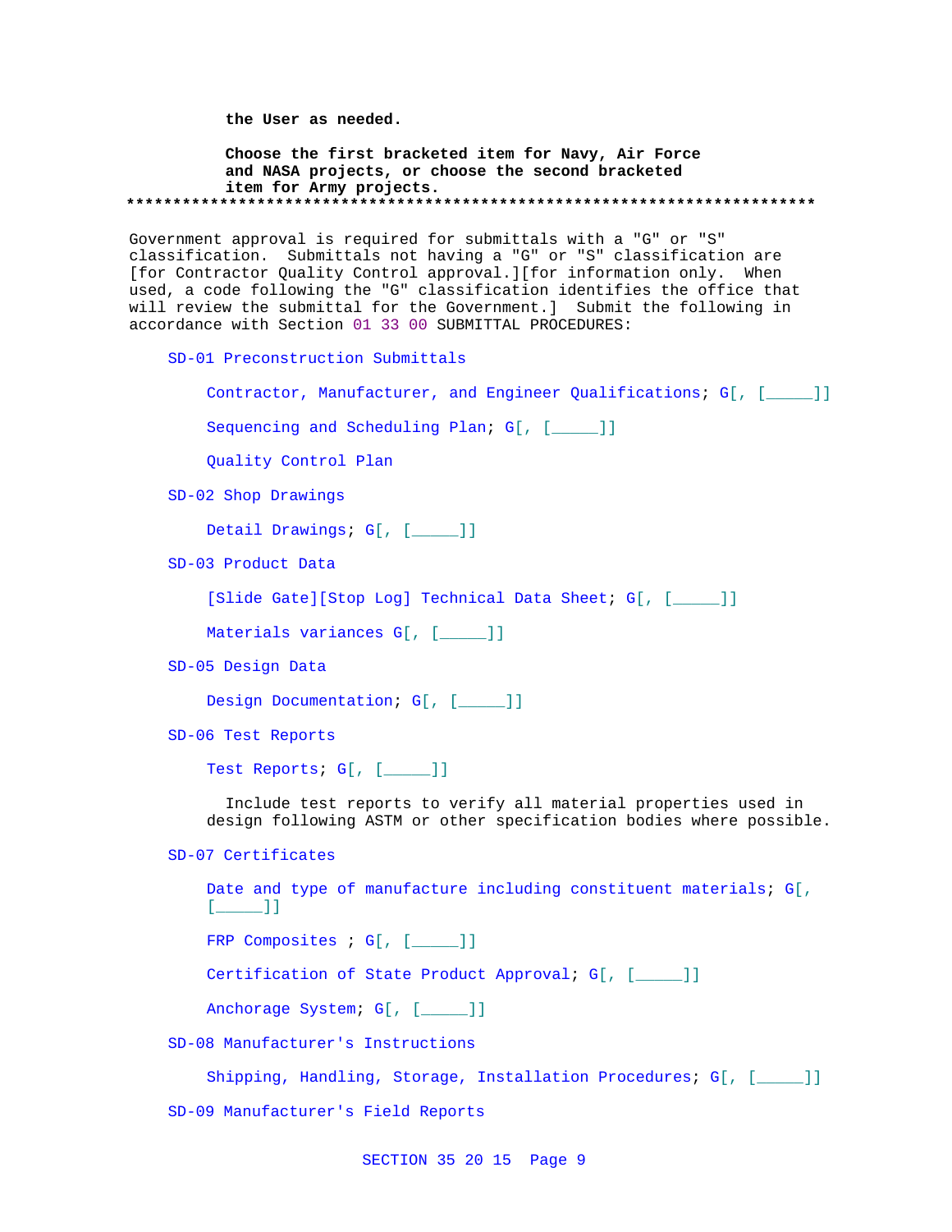**the User as needed.**

**Choose the first bracketed item for Navy, Air Force and NASA projects, or choose the second bracketed item for Army projects.**

**************************************************************************

Government approval is required for submittals with a "G" or "S" classification. Submittals not having a "G" or "S" classification are [for Contractor Quality Control approval.][for information only. When used, a code following the "G" classification identifies the office that will review the submittal for the Government.] Submit the following in accordance with Section 01 33 00 SUBMITTAL PROCEDURES:

SD-01 Preconstruction Submittals

Contractor, Manufacturer, and Engineer Qualifications; G[, [_____]]

Sequencing and Scheduling Plan; G[, [_____]]

Quality Control Plan

SD-02 Shop Drawings

Detail Drawings; G[, [_____]]

SD-03 Product Data

[Slide Gate][Stop Log] Technical Data Sheet; G[, [_____]]

Materials variances G[, [_____]]

SD-05 Design Data

Design Documentation; G[, [_____]]

SD-06 Test Reports

Test Reports; G[, [_____]]

Include test reports to verify all material properties used in design following ASTM or other specification bodies where possible.

SD-07 Certificates

Date and type of manufacture including constituent materials; G[, [_____]]

FRP Composites ; G[, [_____]]

Certification of State Product Approval; G[, [_____]]

Anchorage System; G[, [_____]]

SD-08 Manufacturer's Instructions

Shipping, Handling, Storage, Installation Procedures; G[, [_____]]

SD-09 Manufacturer's Field Reports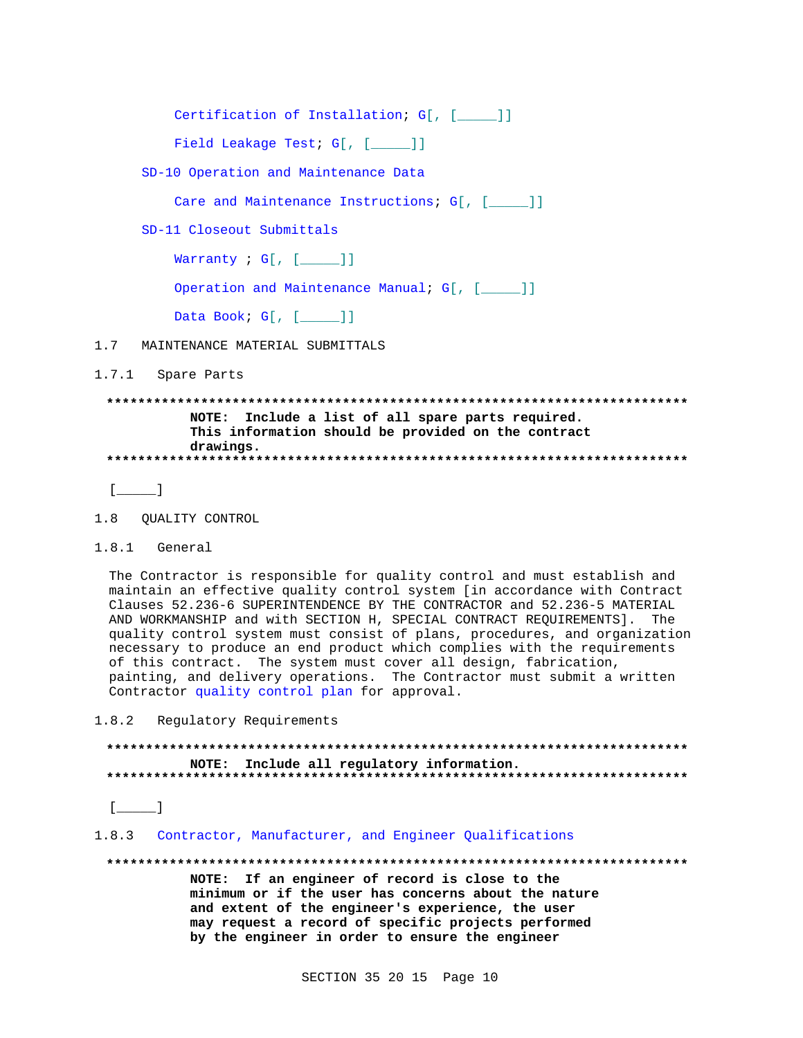Certification of Installation; G[, [_____]]

Field Leakage Test; G[, [_____]]

SD-10 Operation and Maintenance Data

Care and Maintenance Instructions; G[, [_____]]

SD-11 Closeout Submittals

Warranty ; G[, [_____]]

Operation and Maintenance Manual; G[, [_____]]

Data Book; G[, [_____]]

## 1.7 MAINTENANCE MATERIAL SUBMITTALS

### 1.7.1 Spare Parts

**************************************************************************
**NOTE: Include a list of all spare parts required. This information should be provided on the contract drawings.**
**************************************************************************

[_____]

## 1.8 QUALITY CONTROL

### 1.8.1 General

The Contractor is responsible for quality control and must establish and maintain an effective quality control system [in accordance with Contract Clauses 52.236-6 SUPERINTENDENCE BY THE CONTRACTOR and 52.236-5 MATERIAL AND WORKMANSHIP and with SECTION H, SPECIAL CONTRACT REQUIREMENTS]. The quality control system must consist of plans, procedures, and organization necessary to produce an end product which complies with the requirements of this contract. The system must cover all design, fabrication, painting, and delivery operations. The Contractor must submit a written Contractor quality control plan for approval.

### 1.8.2 Regulatory Requirements

**************************************************************************
**NOTE: Include all regulatory information.**
**************************************************************************

[_____]

### 1.8.3 Contractor, Manufacturer, and Engineer Qualifications

**************************************************************************
**NOTE: If an engineer of record is close to the minimum or if the user has concerns about the nature and extent of the engineer's experience, the user may request a record of specific projects performed by the engineer in order to ensure the engineer**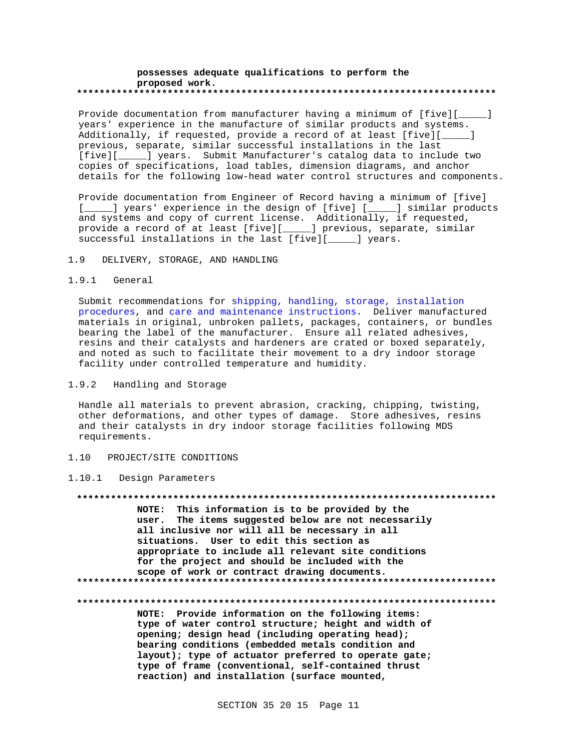**possesses adequate qualifications to perform the proposed work.**

**************************************************************************

Provide documentation from manufacturer having a minimum of [five][_____] years' experience in the manufacture of similar products and systems. Additionally, if requested, provide a record of at least [five][_____] previous, separate, similar successful installations in the last [five][_____] years. Submit Manufacturer's catalog data to include two copies of specifications, load tables, dimension diagrams, and anchor details for the following low-head water control structures and components.

Provide documentation from Engineer of Record having a minimum of [five] [_____] years' experience in the design of [five] [_____] similar products and systems and copy of current license. Additionally, if requested, provide a record of at least [five][_____] previous, separate, similar successful installations in the last [five][_____] years.

## 1.9 DELIVERY, STORAGE, AND HANDLING

### 1.9.1 General

Submit recommendations for shipping, handling, storage, installation procedures, and care and maintenance instructions. Deliver manufactured materials in original, unbroken pallets, packages, containers, or bundles bearing the label of the manufacturer. Ensure all related adhesives, resins and their catalysts and hardeners are crated or boxed separately, and noted as such to facilitate their movement to a dry indoor storage facility under controlled temperature and humidity.

### 1.9.2 Handling and Storage

Handle all materials to prevent abrasion, cracking, chipping, twisting, other deformations, and other types of damage. Store adhesives, resins and their catalysts in dry indoor storage facilities following MDS requirements.

## 1.10 PROJECT/SITE CONDITIONS

### 1.10.1 Design Parameters

**************************************************************************

**NOTE: This information is to be provided by the user. The items suggested below are not necessarily all inclusive nor will all be necessary in all situations. User to edit this section as appropriate to include all relevant site conditions for the project and should be included with the scope of work or contract drawing documents.**

**************************************************************************

**************************************************************************

**NOTE: Provide information on the following items: type of water control structure; height and width of opening; design head (including operating head); bearing conditions (embedded metals condition and layout); type of actuator preferred to operate gate; type of frame (conventional, self-contained thrust reaction) and installation (surface mounted,**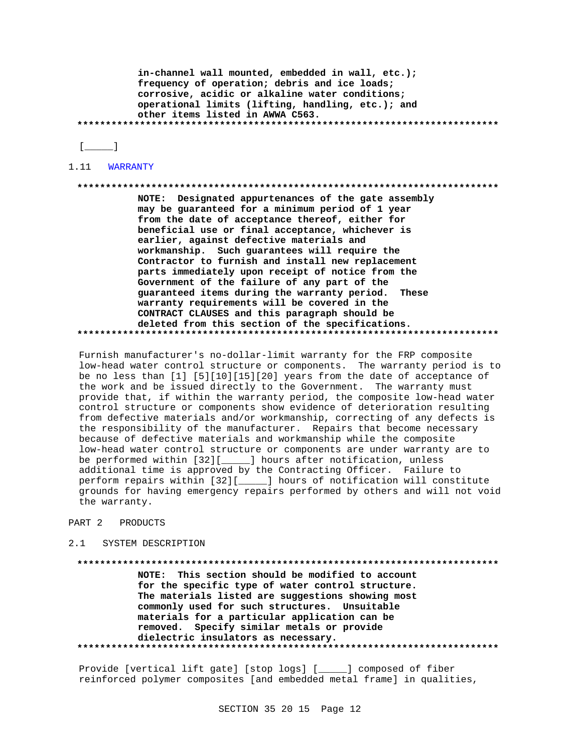**in-channel wall mounted, embedded in wall, etc.); frequency of operation; debris and ice loads; corrosive, acidic or alkaline water conditions; operational limits (lifting, handling, etc.); and other items listed in AWWA C563.**
**************************************************************************

[_____]

## 1.11 WARRANTY

**************************************************************************
**NOTE: Designated appurtenances of the gate assembly may be guaranteed for a minimum period of 1 year from the date of acceptance thereof, either for beneficial use or final acceptance, whichever is earlier, against defective materials and workmanship. Such guarantees will require the Contractor to furnish and install new replacement parts immediately upon receipt of notice from the Government of the failure of any part of the guaranteed items during the warranty period. These warranty requirements will be covered in the CONTRACT CLAUSES and this paragraph should be deleted from this section of the specifications.**
**************************************************************************

Furnish manufacturer's no-dollar-limit warranty for the FRP composite low-head water control structure or components. The warranty period is to be no less than [1] [5][10][15][20] years from the date of acceptance of the work and be issued directly to the Government. The warranty must provide that, if within the warranty period, the composite low-head water control structure or components show evidence of deterioration resulting from defective materials and/or workmanship, correcting of any defects is the responsibility of the manufacturer. Repairs that become necessary because of defective materials and workmanship while the composite low-head water control structure or components are under warranty are to be performed within [32][_____] hours after notification, unless additional time is approved by the Contracting Officer. Failure to perform repairs within [32][_____] hours of notification will constitute grounds for having emergency repairs performed by others and will not void the warranty.

# PART 2 PRODUCTS

## 2.1 SYSTEM DESCRIPTION

**************************************************************************
**NOTE: This section should be modified to account for the specific type of water control structure. The materials listed are suggestions showing most commonly used for such structures. Unsuitable materials for a particular application can be removed. Specify similar metals or provide dielectric insulators as necessary.**
**************************************************************************

Provide [vertical lift gate] [stop logs] [_____] composed of fiber reinforced polymer composites [and embedded metal frame] in qualities,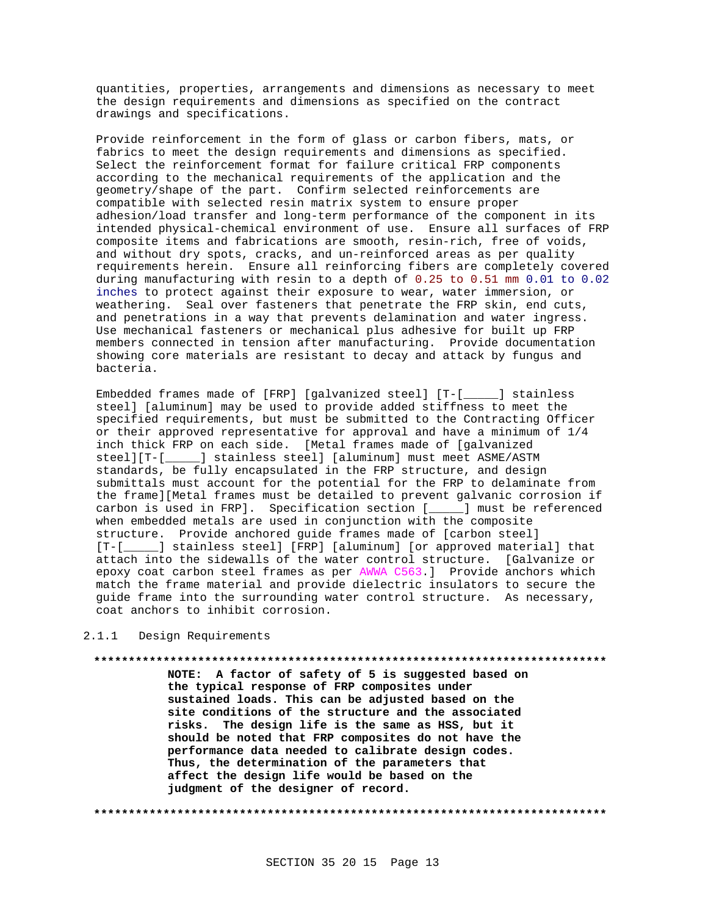quantities, properties, arrangements and dimensions as necessary to meet the design requirements and dimensions as specified on the contract drawings and specifications.

Provide reinforcement in the form of glass or carbon fibers, mats, or fabrics to meet the design requirements and dimensions as specified. Select the reinforcement format for failure critical FRP components according to the mechanical requirements of the application and the geometry/shape of the part. Confirm selected reinforcements are compatible with selected resin matrix system to ensure proper adhesion/load transfer and long-term performance of the component in its intended physical-chemical environment of use. Ensure all surfaces of FRP composite items and fabrications are smooth, resin-rich, free of voids, and without dry spots, cracks, and un-reinforced areas as per quality requirements herein. Ensure all reinforcing fibers are completely covered during manufacturing with resin to a depth of 0.25 to 0.51 mm 0.01 to 0.02 inches to protect against their exposure to wear, water immersion, or weathering. Seal over fasteners that penetrate the FRP skin, end cuts, and penetrations in a way that prevents delamination and water ingress. Use mechanical fasteners or mechanical plus adhesive for built up FRP members connected in tension after manufacturing. Provide documentation showing core materials are resistant to decay and attack by fungus and bacteria.

Embedded frames made of [FRP] [galvanized steel] [T-[_____] stainless steel] [aluminum] may be used to provide added stiffness to meet the specified requirements, but must be submitted to the Contracting Officer or their approved representative for approval and have a minimum of 1/4 inch thick FRP on each side. [Metal frames made of [galvanized steel][T-[_____] stainless steel] [aluminum] must meet ASME/ASTM standards, be fully encapsulated in the FRP structure, and design submittals must account for the potential for the FRP to delaminate from the frame][Metal frames must be detailed to prevent galvanic corrosion if carbon is used in FRP]. Specification section [_____] must be referenced when embedded metals are used in conjunction with the composite structure. Provide anchored guide frames made of [carbon steel] [T-[_____] stainless steel] [FRP] [aluminum] [or approved material] that attach into the sidewalls of the water control structure. [Galvanize or epoxy coat carbon steel frames as per AWWA C563.] Provide anchors which match the frame material and provide dielectric insulators to secure the guide frame into the surrounding water control structure. As necessary, coat anchors to inhibit corrosion.

### 2.1.1 Design Requirements

**************************************************************************

**NOTE: A factor of safety of 5 is suggested based on the typical response of FRP composites under sustained loads. This can be adjusted based on the site conditions of the structure and the associated risks. The design life is the same as HSS, but it should be noted that FRP composites do not have the performance data needed to calibrate design codes. Thus, the determination of the parameters that affect the design life would be based on the judgment of the designer of record.**

**************************************************************************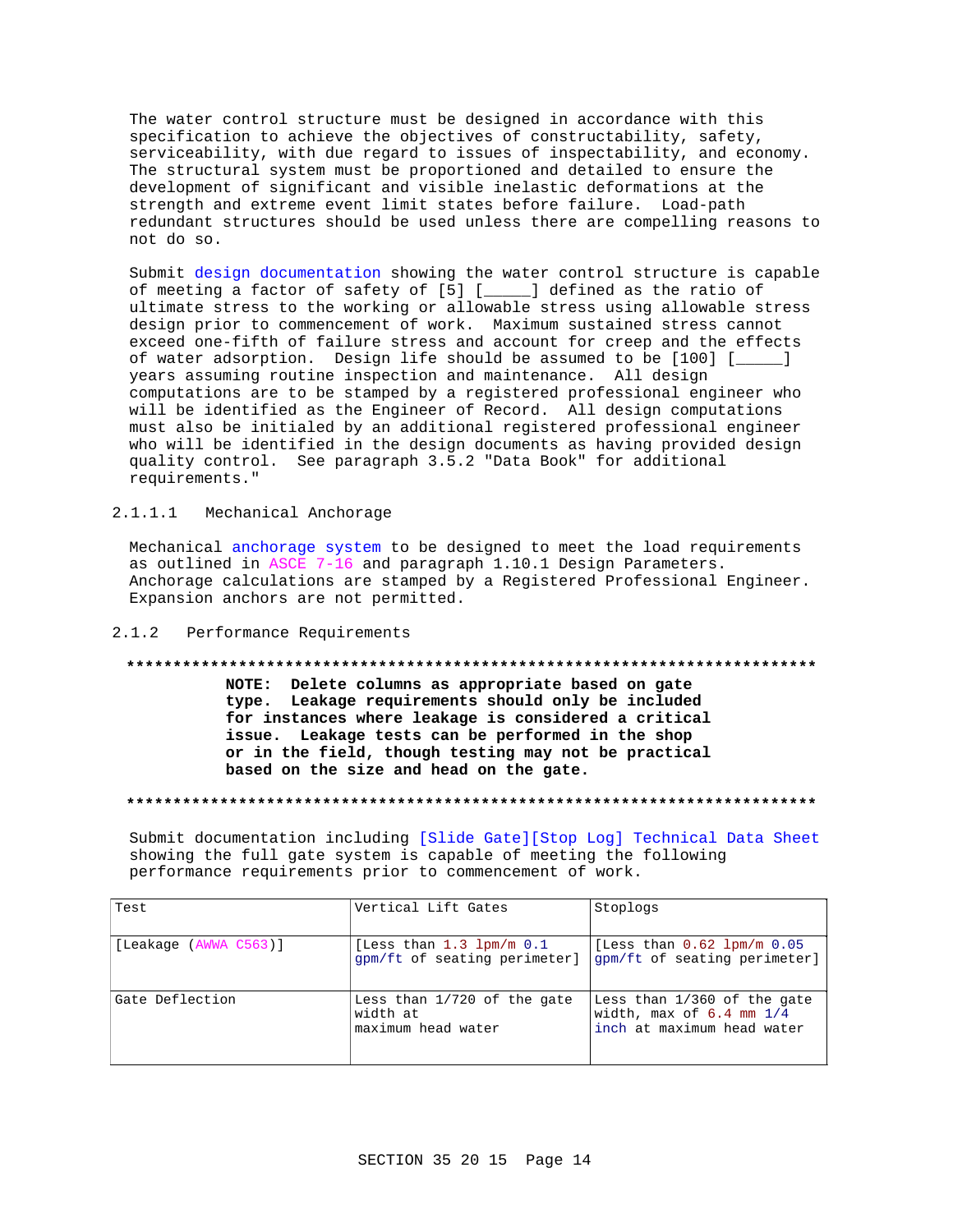The water control structure must be designed in accordance with this specification to achieve the objectives of constructability, safety, serviceability, with due regard to issues of inspectability, and economy. The structural system must be proportioned and detailed to ensure the development of significant and visible inelastic deformations at the strength and extreme event limit states before failure. Load-path redundant structures should be used unless there are compelling reasons to not do so.

Submit design documentation showing the water control structure is capable of meeting a factor of safety of [5] [_____] defined as the ratio of ultimate stress to the working or allowable stress using allowable stress design prior to commencement of work. Maximum sustained stress cannot exceed one-fifth of failure stress and account for creep and the effects of water adsorption. Design life should be assumed to be [100] [_____] years assuming routine inspection and maintenance. All design computations are to be stamped by a registered professional engineer who will be identified as the Engineer of Record. All design computations must also be initialed by an additional registered professional engineer who will be identified in the design documents as having provided design quality control. See paragraph 3.5.2 "Data Book" for additional requirements."

#### 2.1.1.1 Mechanical Anchorage

Mechanical anchorage system to be designed to meet the load requirements as outlined in ASCE 7-16 and paragraph 1.10.1 Design Parameters. Anchorage calculations are stamped by a Registered Professional Engineer. Expansion anchors are not permitted.

### 2.1.2 Performance Requirements

**NOTE: Delete columns as appropriate based on gate type. Leakage requirements should only be included for instances where leakage is considered a critical issue. Leakage tests can be performed in the shop or in the field, though testing may not be practical based on the size and head on the gate.**

Submit documentation including [Slide Gate][Stop Log] Technical Data Sheet showing the full gate system is capable of meeting the following performance requirements prior to commencement of work.

| Test | Vertical Lift Gates | Stoplogs |
|---|---|---|
| [Leakage (AWWA C563)] | [Less than 1.3 lpm/m 0.1 gpm/ft of seating perimeter] | [Less than 0.62 lpm/m 0.05 gpm/ft of seating perimeter] |
| Gate Deflection | Less than 1/720 of the gate width at maximum head water | Less than 1/360 of the gate width, max of 6.4 mm 1/4 inch at maximum head water |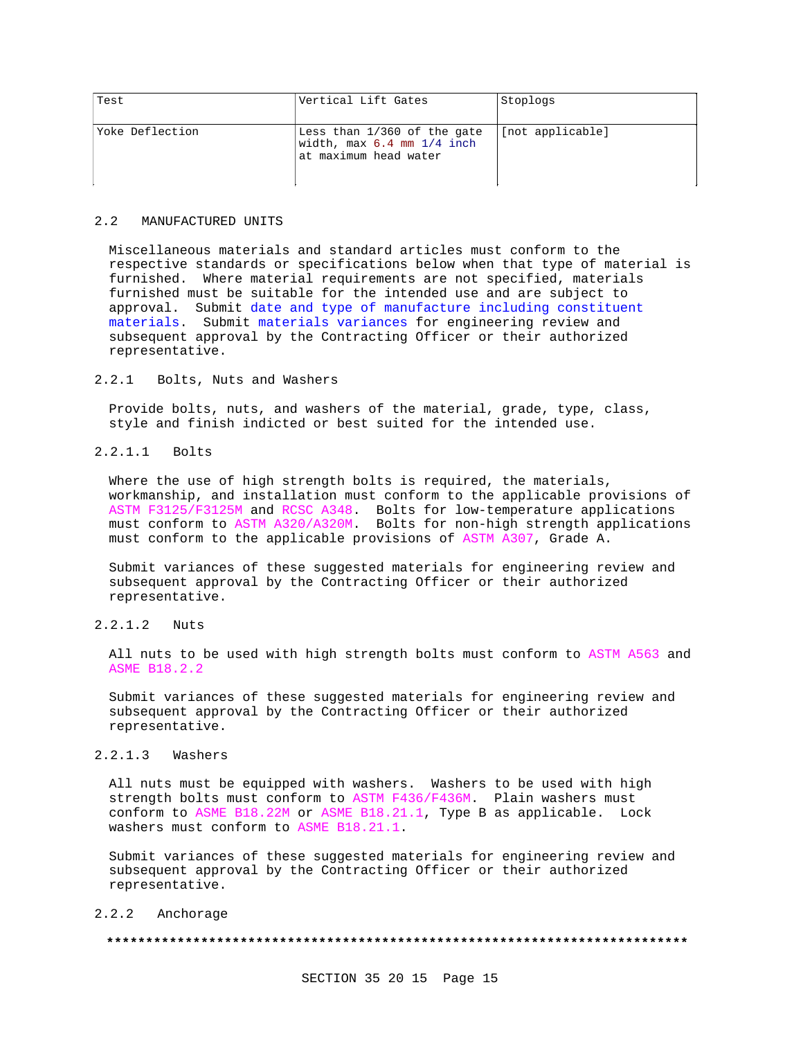| Test | Vertical Lift Gates | Stoplogs |
| --- | --- | --- |
| Yoke Deflection | Less than 1/360 of the gate width, max 6.4 mm 1/4 inch at maximum head water | [not applicable] |

## 2.2 MANUFACTURED UNITS

Miscellaneous materials and standard articles must conform to the respective standards or specifications below when that type of material is furnished. Where material requirements are not specified, materials furnished must be suitable for the intended use and are subject to approval. Submit date and type of manufacture including constituent materials. Submit materials variances for engineering review and subsequent approval by the Contracting Officer or their authorized representative.

### 2.2.1 Bolts, Nuts and Washers

Provide bolts, nuts, and washers of the material, grade, type, class, style and finish indicted or best suited for the intended use.

#### 2.2.1.1 Bolts

Where the use of high strength bolts is required, the materials, workmanship, and installation must conform to the applicable provisions of ASTM F3125/F3125M and RCSC A348. Bolts for low-temperature applications must conform to ASTM A320/A320M. Bolts for non-high strength applications must conform to the applicable provisions of ASTM A307, Grade A.

Submit variances of these suggested materials for engineering review and subsequent approval by the Contracting Officer or their authorized representative.

#### 2.2.1.2 Nuts

All nuts to be used with high strength bolts must conform to ASTM A563 and ASME B18.2.2

Submit variances of these suggested materials for engineering review and subsequent approval by the Contracting Officer or their authorized representative.

#### 2.2.1.3 Washers

All nuts must be equipped with washers. Washers to be used with high strength bolts must conform to ASTM F436/F436M. Plain washers must conform to ASME B18.22M or ASME B18.21.1, Type B as applicable. Lock washers must conform to ASME B18.21.1.

Submit variances of these suggested materials for engineering review and subsequent approval by the Contracting Officer or their authorized representative.

### 2.2.2 Anchorage

**************************************************************************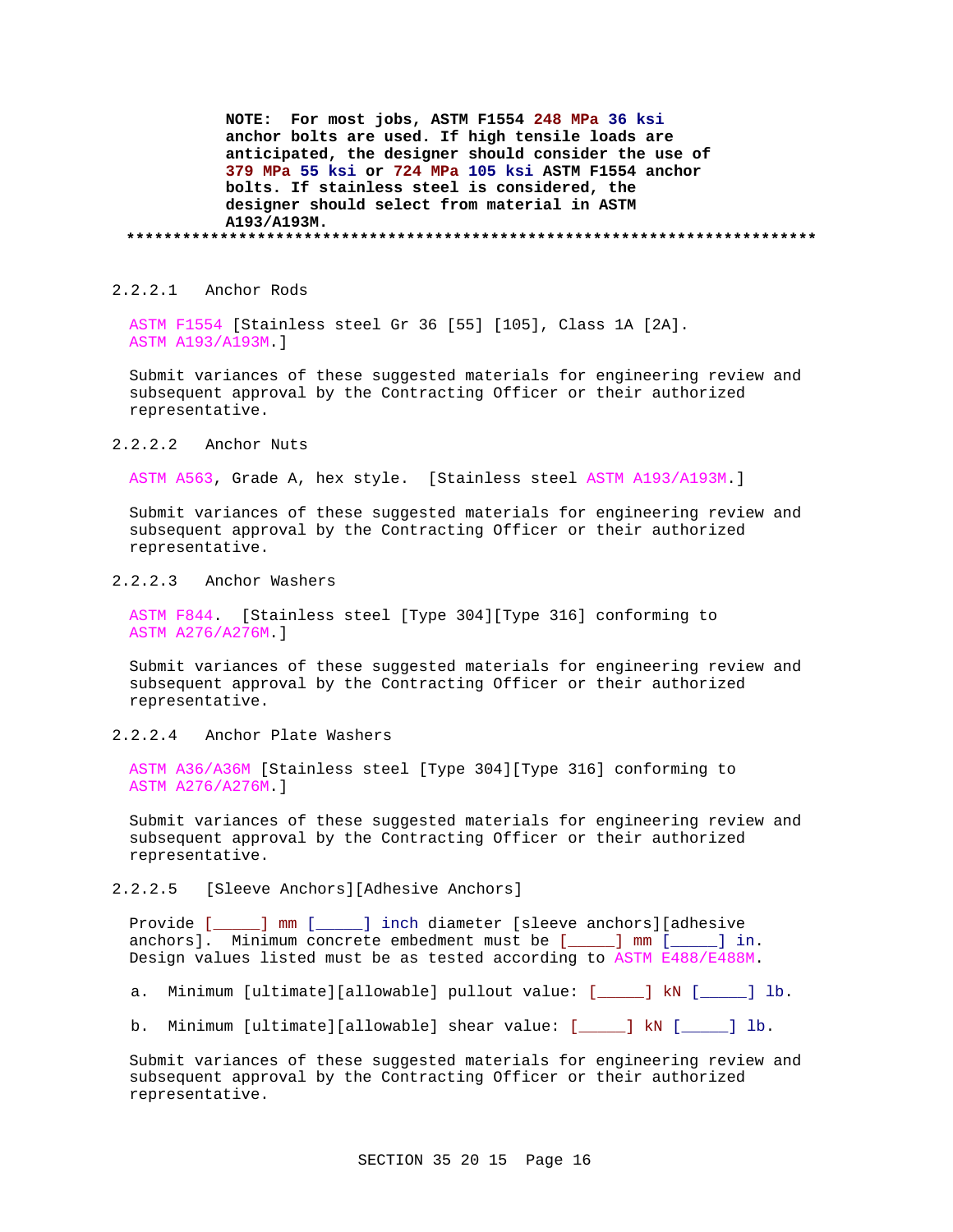**NOTE: For most jobs, ASTM F1554 248 MPa 36 ksi anchor bolts are used. If high tensile loads are anticipated, the designer should consider the use of 379 MPa 55 ksi or 724 MPa 105 ksi ASTM F1554 anchor bolts. If stainless steel is considered, the designer should select from material in ASTM A193/A193M.**

**************************************************************************

#### 2.2.2.1 Anchor Rods

ASTM F1554 [Stainless steel Gr 36 [55] [105], Class 1A [2A]. ASTM A193/A193M.]

Submit variances of these suggested materials for engineering review and subsequent approval by the Contracting Officer or their authorized representative.

#### 2.2.2.2 Anchor Nuts

ASTM A563, Grade A, hex style. [Stainless steel ASTM A193/A193M.]

Submit variances of these suggested materials for engineering review and subsequent approval by the Contracting Officer or their authorized representative.

#### 2.2.2.3 Anchor Washers

ASTM F844. [Stainless steel [Type 304][Type 316] conforming to ASTM A276/A276M.]

Submit variances of these suggested materials for engineering review and subsequent approval by the Contracting Officer or their authorized representative.

#### 2.2.2.4 Anchor Plate Washers

ASTM A36/A36M [Stainless steel [Type 304][Type 316] conforming to ASTM A276/A276M.]

Submit variances of these suggested materials for engineering review and subsequent approval by the Contracting Officer or their authorized representative.

#### 2.2.2.5 [Sleeve Anchors][Adhesive Anchors]

Provide [_____] mm [_____] inch diameter [sleeve anchors][adhesive anchors]. Minimum concrete embedment must be [_____] mm [_____] in. Design values listed must be as tested according to ASTM E488/E488M.

a. Minimum [ultimate][allowable] pullout value: [_____] kN [_____] lb.

b. Minimum [ultimate][allowable] shear value: [_____] kN [_____] lb.

Submit variances of these suggested materials for engineering review and subsequent approval by the Contracting Officer or their authorized representative.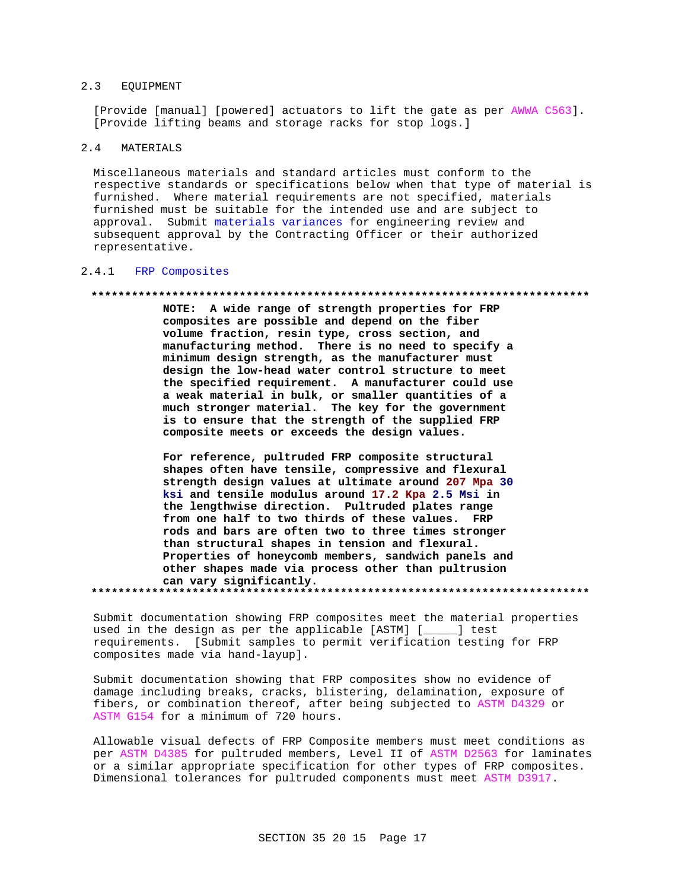## 2.3 EQUIPMENT

[Provide [manual] [powered] actuators to lift the gate as per AWWA C563]. [Provide lifting beams and storage racks for stop logs.]

## 2.4 MATERIALS

Miscellaneous materials and standard articles must conform to the respective standards or specifications below when that type of material is furnished. Where material requirements are not specified, materials furnished must be suitable for the intended use and are subject to approval. Submit materials variances for engineering review and subsequent approval by the Contracting Officer or their authorized representative.

### 2.4.1 FRP Composites

**************************************************************************

**NOTE: A wide range of strength properties for FRP composites are possible and depend on the fiber volume fraction, resin type, cross section, and manufacturing method. There is no need to specify a minimum design strength, as the manufacturer must design the low-head water control structure to meet the specified requirement. A manufacturer could use a weak material in bulk, or smaller quantities of a much stronger material. The key for the government is to ensure that the strength of the supplied FRP composite meets or exceeds the design values.**

**For reference, pultruded FRP composite structural shapes often have tensile, compressive and flexural strength design values at ultimate around 207 Mpa 30 ksi and tensile modulus around 17.2 Kpa 2.5 Msi in the lengthwise direction. Pultruded plates range from one half to two thirds of these values. FRP rods and bars are often two to three times stronger than structural shapes in tension and flexural. Properties of honeycomb members, sandwich panels and other shapes made via process other than pultrusion can vary significantly.**

**************************************************************************

Submit documentation showing FRP composites meet the material properties used in the design as per the applicable [ASTM] [_____] test requirements. [Submit samples to permit verification testing for FRP composites made via hand-layup].

Submit documentation showing that FRP composites show no evidence of damage including breaks, cracks, blistering, delamination, exposure of fibers, or combination thereof, after being subjected to ASTM D4329 or ASTM G154 for a minimum of 720 hours.

Allowable visual defects of FRP Composite members must meet conditions as per ASTM D4385 for pultruded members, Level II of ASTM D2563 for laminates or a similar appropriate specification for other types of FRP composites. Dimensional tolerances for pultruded components must meet ASTM D3917.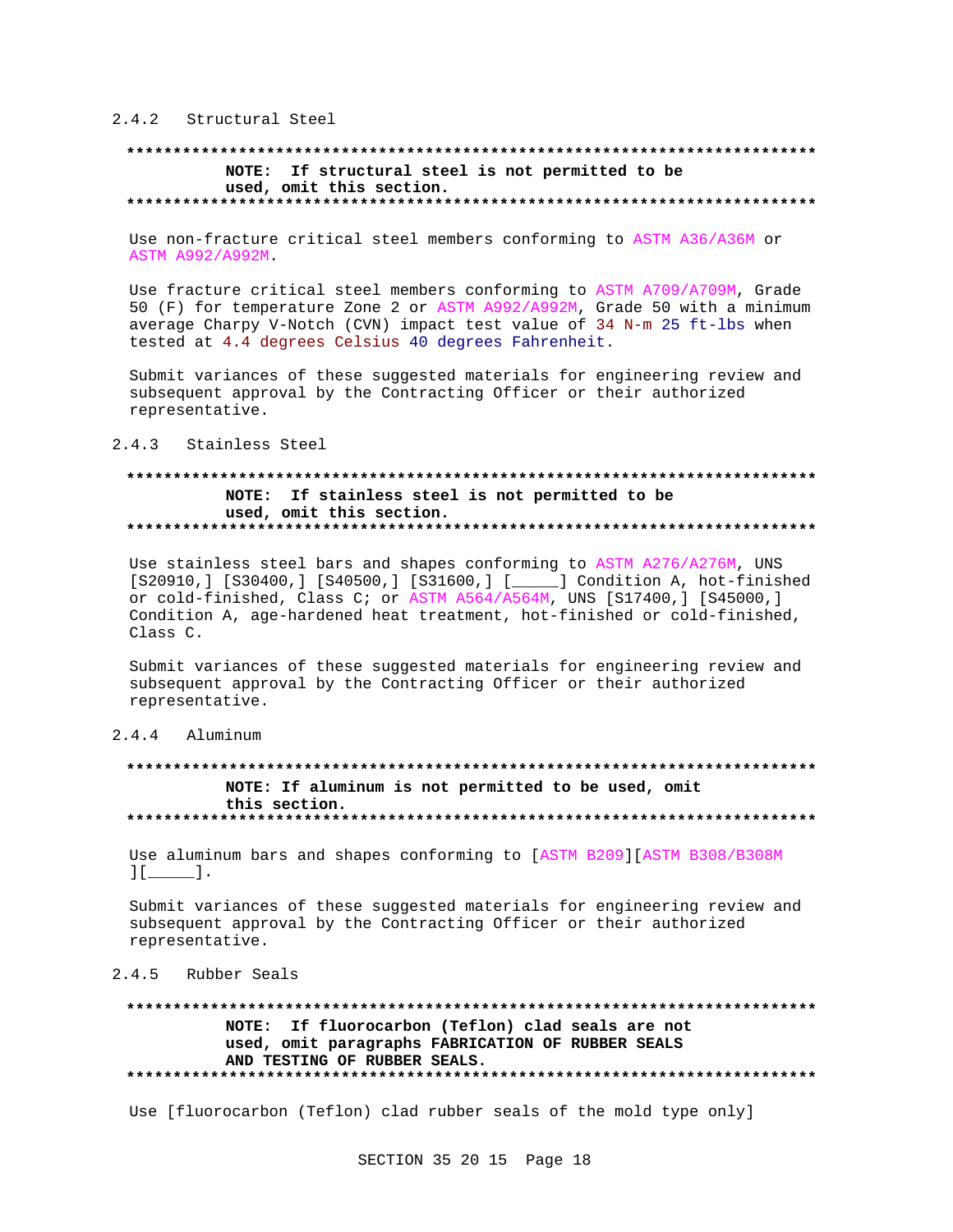### 2.4.2 Structural Steel

**************************************************************************
**NOTE: If structural steel is not permitted to be used, omit this section.**
**************************************************************************

Use non-fracture critical steel members conforming to ASTM A36/A36M or ASTM A992/A992M.

Use fracture critical steel members conforming to ASTM A709/A709M, Grade 50 (F) for temperature Zone 2 or ASTM A992/A992M, Grade 50 with a minimum average Charpy V-Notch (CVN) impact test value of 34 N-m 25 ft-lbs when tested at 4.4 degrees Celsius 40 degrees Fahrenheit.

Submit variances of these suggested materials for engineering review and subsequent approval by the Contracting Officer or their authorized representative.

### 2.4.3 Stainless Steel

**************************************************************************
**NOTE: If stainless steel is not permitted to be used, omit this section.**
**************************************************************************

Use stainless steel bars and shapes conforming to ASTM A276/A276M, UNS [S20910,] [S30400,] [S40500,] [S31600,] [_____] Condition A, hot-finished or cold-finished, Class C; or ASTM A564/A564M, UNS [S17400,] [S45000,] Condition A, age-hardened heat treatment, hot-finished or cold-finished, Class C.

Submit variances of these suggested materials for engineering review and subsequent approval by the Contracting Officer or their authorized representative.

### 2.4.4 Aluminum

**************************************************************************
**NOTE: If aluminum is not permitted to be used, omit this section.**
**************************************************************************

Use aluminum bars and shapes conforming to [ASTM B209][ASTM B308/B308M ][_____].

Submit variances of these suggested materials for engineering review and subsequent approval by the Contracting Officer or their authorized representative.

### 2.4.5 Rubber Seals

**************************************************************************
**NOTE: If fluorocarbon (Teflon) clad seals are not used, omit paragraphs FABRICATION OF RUBBER SEALS AND TESTING OF RUBBER SEALS.**
**************************************************************************

Use [fluorocarbon (Teflon) clad rubber seals of the mold type only]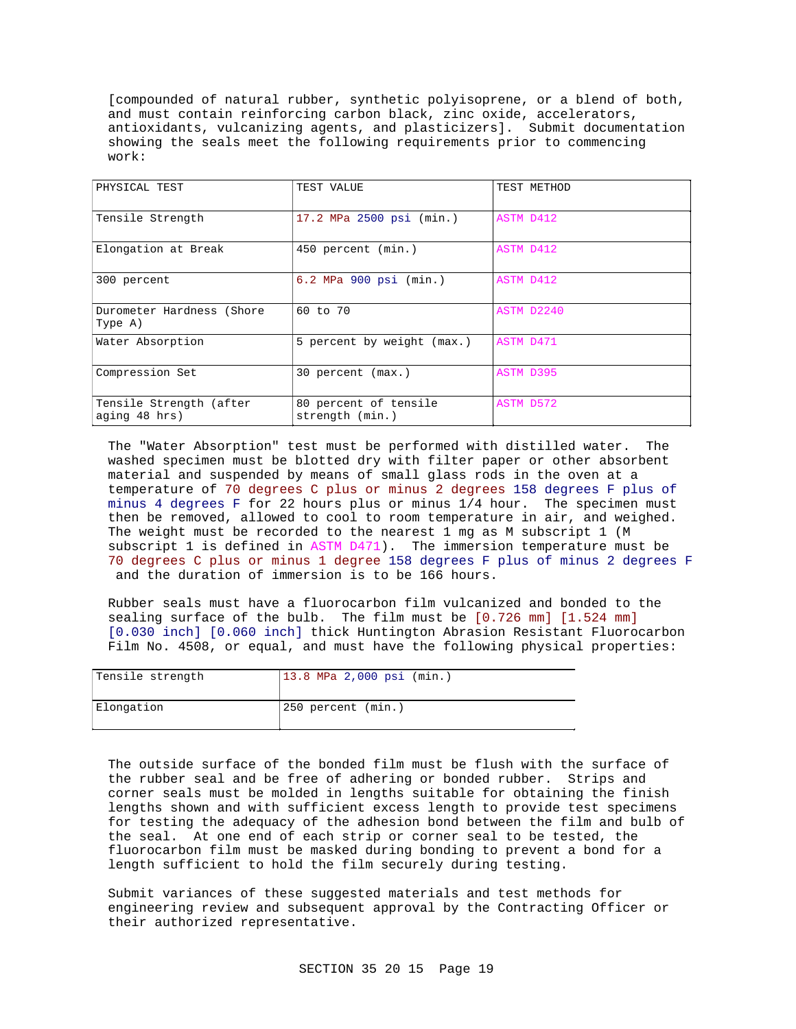[compounded of natural rubber, synthetic polyisoprene, or a blend of both, and must contain reinforcing carbon black, zinc oxide, accelerators, antioxidants, vulcanizing agents, and plasticizers]. Submit documentation showing the seals meet the following requirements prior to commencing work:

| PHYSICAL TEST | TEST VALUE | TEST METHOD |
|---|---|---|
| Tensile Strength | 17.2 MPa 2500 psi (min.) | ASTM D412 |
| Elongation at Break | 450 percent (min.) | ASTM D412 |
| 300 percent | 6.2 MPa 900 psi (min.) | ASTM D412 |
| Durometer Hardness (Shore Type A) | 60 to 70 | ASTM D2240 |
| Water Absorption | 5 percent by weight (max.) | ASTM D471 |
| Compression Set | 30 percent (max.) | ASTM D395 |
| Tensile Strength (after aging 48 hrs) | 80 percent of tensile strength (min.) | ASTM D572 |

The "Water Absorption" test must be performed with distilled water. The washed specimen must be blotted dry with filter paper or other absorbent material and suspended by means of small glass rods in the oven at a temperature of 70 degrees C plus or minus 2 degrees 158 degrees F plus of minus 4 degrees F for 22 hours plus or minus 1/4 hour. The specimen must then be removed, allowed to cool to room temperature in air, and weighed. The weight must be recorded to the nearest 1 mg as M subscript 1 (M subscript 1 is defined in ASTM D471). The immersion temperature must be 70 degrees C plus or minus 1 degree 158 degrees F plus of minus 2 degrees F and the duration of immersion is to be 166 hours.

Rubber seals must have a fluorocarbon film vulcanized and bonded to the sealing surface of the bulb. The film must be [0.726 mm] [1.524 mm] [0.030 inch] [0.060 inch] thick Huntington Abrasion Resistant Fluorocarbon Film No. 4508, or equal, and must have the following physical properties:

| Tensile strength | 13.8 MPa 2,000 psi (min.) |
|---|---|
| Elongation | 250 percent (min.) |

The outside surface of the bonded film must be flush with the surface of the rubber seal and be free of adhering or bonded rubber. Strips and corner seals must be molded in lengths suitable for obtaining the finish lengths shown and with sufficient excess length to provide test specimens for testing the adequacy of the adhesion bond between the film and bulb of the seal. At one end of each strip or corner seal to be tested, the fluorocarbon film must be masked during bonding to prevent a bond for a length sufficient to hold the film securely during testing.

Submit variances of these suggested materials and test methods for engineering review and subsequent approval by the Contracting Officer or their authorized representative.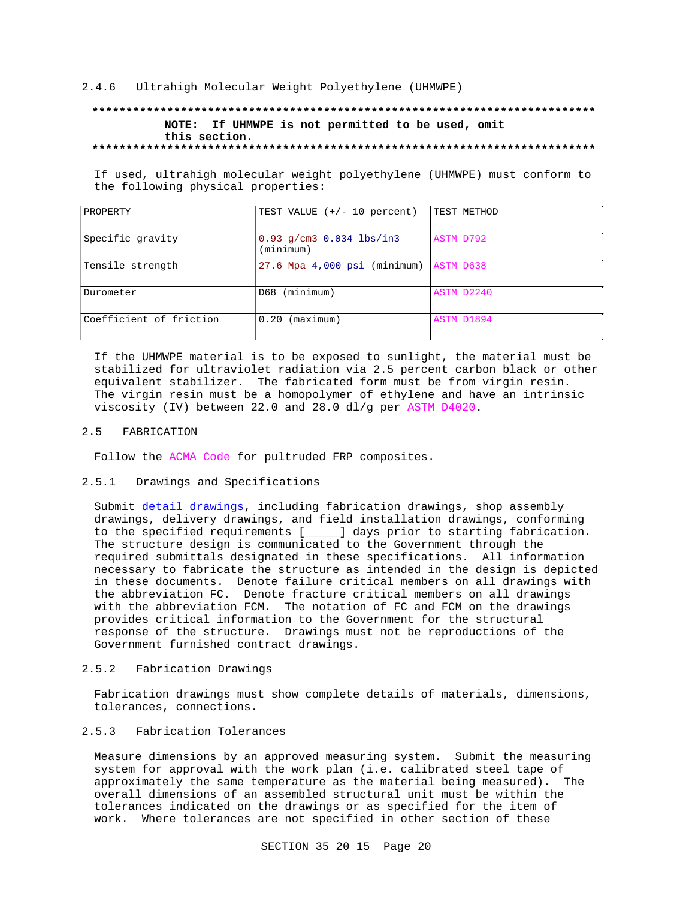### 2.4.6 Ultrahigh Molecular Weight Polyethylene (UHMWPE)

**************************************************************************

**NOTE: If UHMWPE is not permitted to be used, omit this section.**

**************************************************************************

If used, ultrahigh molecular weight polyethylene (UHMWPE) must conform to the following physical properties:

| PROPERTY | TEST VALUE (+/- 10 percent) | TEST METHOD |
|---|---|---|
| Specific gravity | 0.93 g/cm3 0.034 lbs/in3 (minimum) | ASTM D792 |
| Tensile strength | 27.6 Mpa 4,000 psi (minimum) | ASTM D638 |
| Durometer | D68 (minimum) | ASTM D2240 |
| Coefficient of friction | 0.20 (maximum) | ASTM D1894 |

If the UHMWPE material is to be exposed to sunlight, the material must be stabilized for ultraviolet radiation via 2.5 percent carbon black or other equivalent stabilizer. The fabricated form must be from virgin resin. The virgin resin must be a homopolymer of ethylene and have an intrinsic viscosity (IV) between 22.0 and 28.0 dl/g per ASTM D4020.

## 2.5 FABRICATION

Follow the ACMA Code for pultruded FRP composites.

### 2.5.1 Drawings and Specifications

Submit detail drawings, including fabrication drawings, shop assembly drawings, delivery drawings, and field installation drawings, conforming to the specified requirements [_____] days prior to starting fabrication. The structure design is communicated to the Government through the required submittals designated in these specifications. All information necessary to fabricate the structure as intended in the design is depicted in these documents. Denote failure critical members on all drawings with the abbreviation FC. Denote fracture critical members on all drawings with the abbreviation FCM. The notation of FC and FCM on the drawings provides critical information to the Government for the structural response of the structure. Drawings must not be reproductions of the Government furnished contract drawings.

### 2.5.2 Fabrication Drawings

Fabrication drawings must show complete details of materials, dimensions, tolerances, connections.

### 2.5.3 Fabrication Tolerances

Measure dimensions by an approved measuring system. Submit the measuring system for approval with the work plan (i.e. calibrated steel tape of approximately the same temperature as the material being measured). The overall dimensions of an assembled structural unit must be within the tolerances indicated on the drawings or as specified for the item of work. Where tolerances are not specified in other section of these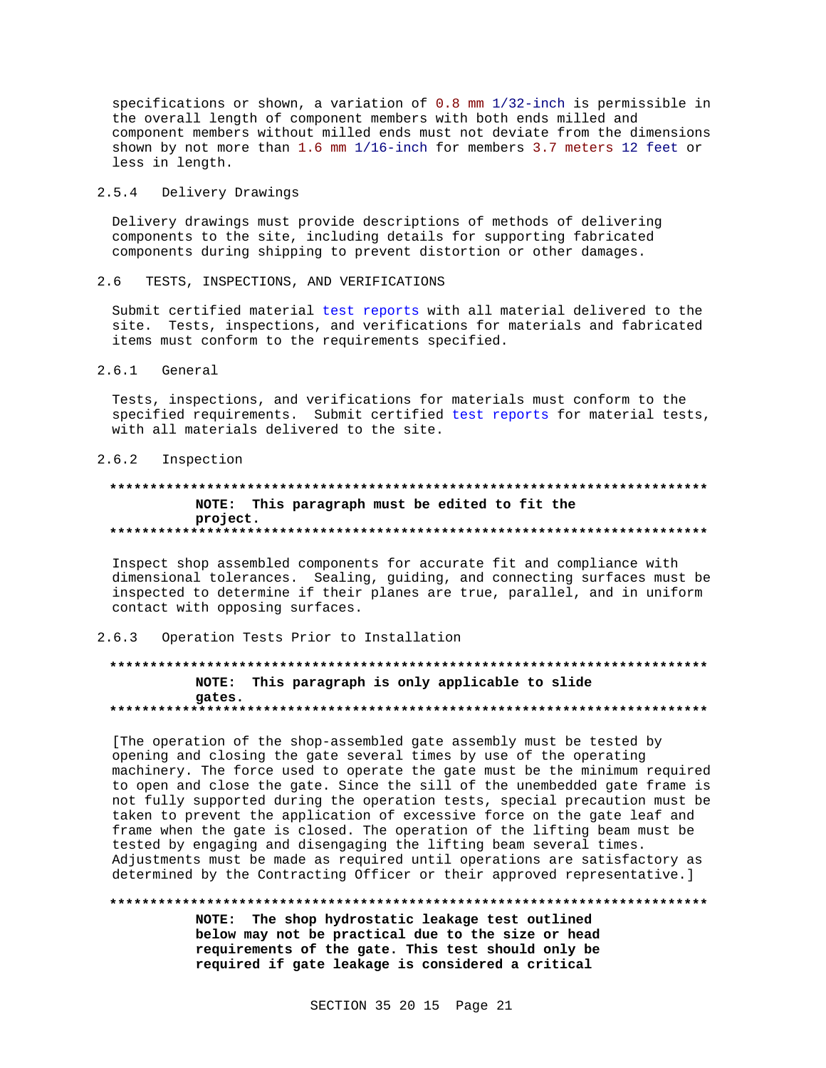specifications or shown, a variation of 0.8 mm 1/32-inch is permissible in the overall length of component members with both ends milled and component members without milled ends must not deviate from the dimensions shown by not more than 1.6 mm 1/16-inch for members 3.7 meters 12 feet or less in length.

#### 2.5.4 Delivery Drawings

Delivery drawings must provide descriptions of methods of delivering components to the site, including details for supporting fabricated components during shipping to prevent distortion or other damages.

### 2.6 TESTS, INSPECTIONS, AND VERIFICATIONS

Submit certified material test reports with all material delivered to the site. Tests, inspections, and verifications for materials and fabricated items must conform to the requirements specified.

#### 2.6.1 General

Tests, inspections, and verifications for materials must conform to the specified requirements. Submit certified test reports for material tests, with all materials delivered to the site.

#### 2.6.2 Inspection

**************************************************************************

**NOTE: This paragraph must be edited to fit the project.**

**************************************************************************

Inspect shop assembled components for accurate fit and compliance with dimensional tolerances. Sealing, guiding, and connecting surfaces must be inspected to determine if their planes are true, parallel, and in uniform contact with opposing surfaces.

#### 2.6.3 Operation Tests Prior to Installation

**************************************************************************

**NOTE: This paragraph is only applicable to slide gates.**

**************************************************************************

[The operation of the shop-assembled gate assembly must be tested by opening and closing the gate several times by use of the operating machinery. The force used to operate the gate must be the minimum required to open and close the gate. Since the sill of the unembedded gate frame is not fully supported during the operation tests, special precaution must be taken to prevent the application of excessive force on the gate leaf and frame when the gate is closed. The operation of the lifting beam must be tested by engaging and disengaging the lifting beam several times. Adjustments must be made as required until operations are satisfactory as determined by the Contracting Officer or their approved representative.]

**************************************************************************

**NOTE: The shop hydrostatic leakage test outlined below may not be practical due to the size or head requirements of the gate. This test should only be required if gate leakage is considered a critical**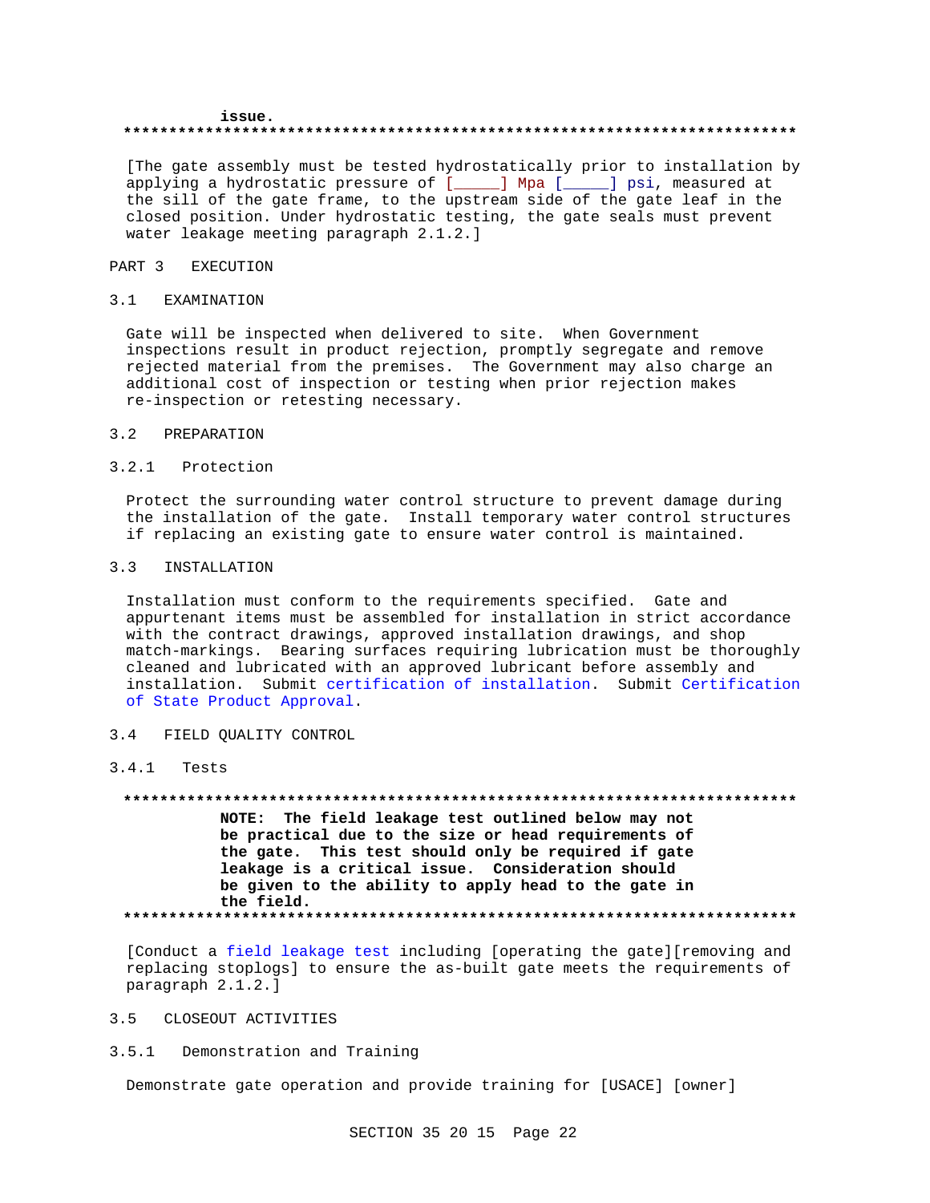issue.

**************************************************************************

[The gate assembly must be tested hydrostatically prior to installation by applying a hydrostatic pressure of [_____] Mpa [_____] psi, measured at the sill of the gate frame, to the upstream side of the gate leaf in the closed position. Under hydrostatic testing, the gate seals must prevent water leakage meeting paragraph 2.1.2.]

## PART 3 EXECUTION

### 3.1 EXAMINATION

Gate will be inspected when delivered to site. When Government inspections result in product rejection, promptly segregate and remove rejected material from the premises. The Government may also charge an additional cost of inspection or testing when prior rejection makes re-inspection or retesting necessary.

### 3.2 PREPARATION

#### 3.2.1 Protection

Protect the surrounding water control structure to prevent damage during the installation of the gate. Install temporary water control structures if replacing an existing gate to ensure water control is maintained.

### 3.3 INSTALLATION

Installation must conform to the requirements specified. Gate and appurtenant items must be assembled for installation in strict accordance with the contract drawings, approved installation drawings, and shop match-markings. Bearing surfaces requiring lubrication must be thoroughly cleaned and lubricated with an approved lubricant before assembly and installation. Submit certification of installation. Submit Certification of State Product Approval.

### 3.4 FIELD QUALITY CONTROL

#### 3.4.1 Tests

**************************************************************************

**NOTE: The field leakage test outlined below may not be practical due to the size or head requirements of the gate. This test should only be required if gate leakage is a critical issue. Consideration should be given to the ability to apply head to the gate in the field.**

**************************************************************************

[Conduct a field leakage test including [operating the gate][removing and replacing stoplogs] to ensure the as-built gate meets the requirements of paragraph 2.1.2.]

### 3.5 CLOSEOUT ACTIVITIES

#### 3.5.1 Demonstration and Training

Demonstrate gate operation and provide training for [USACE] [owner]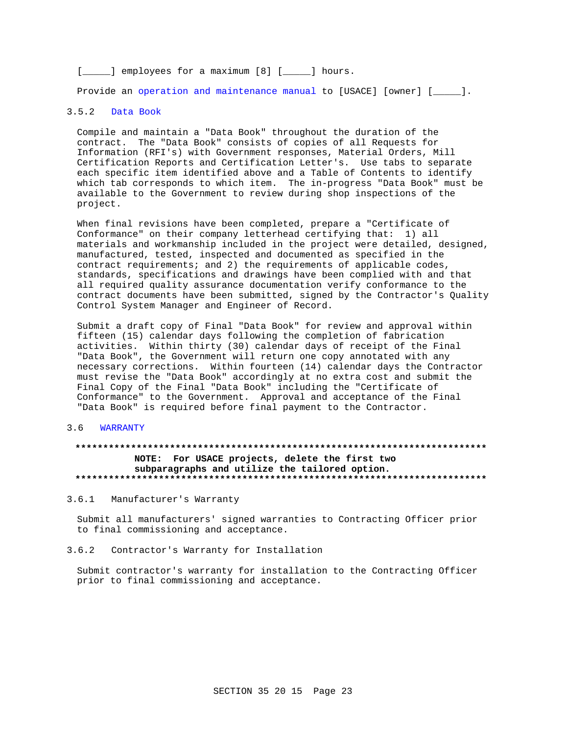[_____] employees for a maximum [8] [_____] hours.

Provide an operation and maintenance manual to [USACE] [owner] [_____].

### 3.5.2 Data Book

Compile and maintain a "Data Book" throughout the duration of the contract. The "Data Book" consists of copies of all Requests for Information (RFI's) with Government responses, Material Orders, Mill Certification Reports and Certification Letter's. Use tabs to separate each specific item identified above and a Table of Contents to identify which tab corresponds to which item. The in-progress "Data Book" must be available to the Government to review during shop inspections of the project.

When final revisions have been completed, prepare a "Certificate of Conformance" on their company letterhead certifying that: 1) all materials and workmanship included in the project were detailed, designed, manufactured, tested, inspected and documented as specified in the contract requirements; and 2) the requirements of applicable codes, standards, specifications and drawings have been complied with and that all required quality assurance documentation verify conformance to the contract documents have been submitted, signed by the Contractor's Quality Control System Manager and Engineer of Record.

Submit a draft copy of Final "Data Book" for review and approval within fifteen (15) calendar days following the completion of fabrication activities. Within thirty (30) calendar days of receipt of the Final "Data Book", the Government will return one copy annotated with any necessary corrections. Within fourteen (14) calendar days the Contractor must revise the "Data Book" accordingly at no extra cost and submit the Final Copy of the Final "Data Book" including the "Certificate of Conformance" to the Government. Approval and acceptance of the Final "Data Book" is required before final payment to the Contractor.

## 3.6 WARRANTY

**************************************************************************
**NOTE: For USACE projects, delete the first two subparagraphs and utilize the tailored option.**
**************************************************************************

### 3.6.1 Manufacturer's Warranty

Submit all manufacturers' signed warranties to Contracting Officer prior to final commissioning and acceptance.

### 3.6.2 Contractor's Warranty for Installation

Submit contractor's warranty for installation to the Contracting Officer prior to final commissioning and acceptance.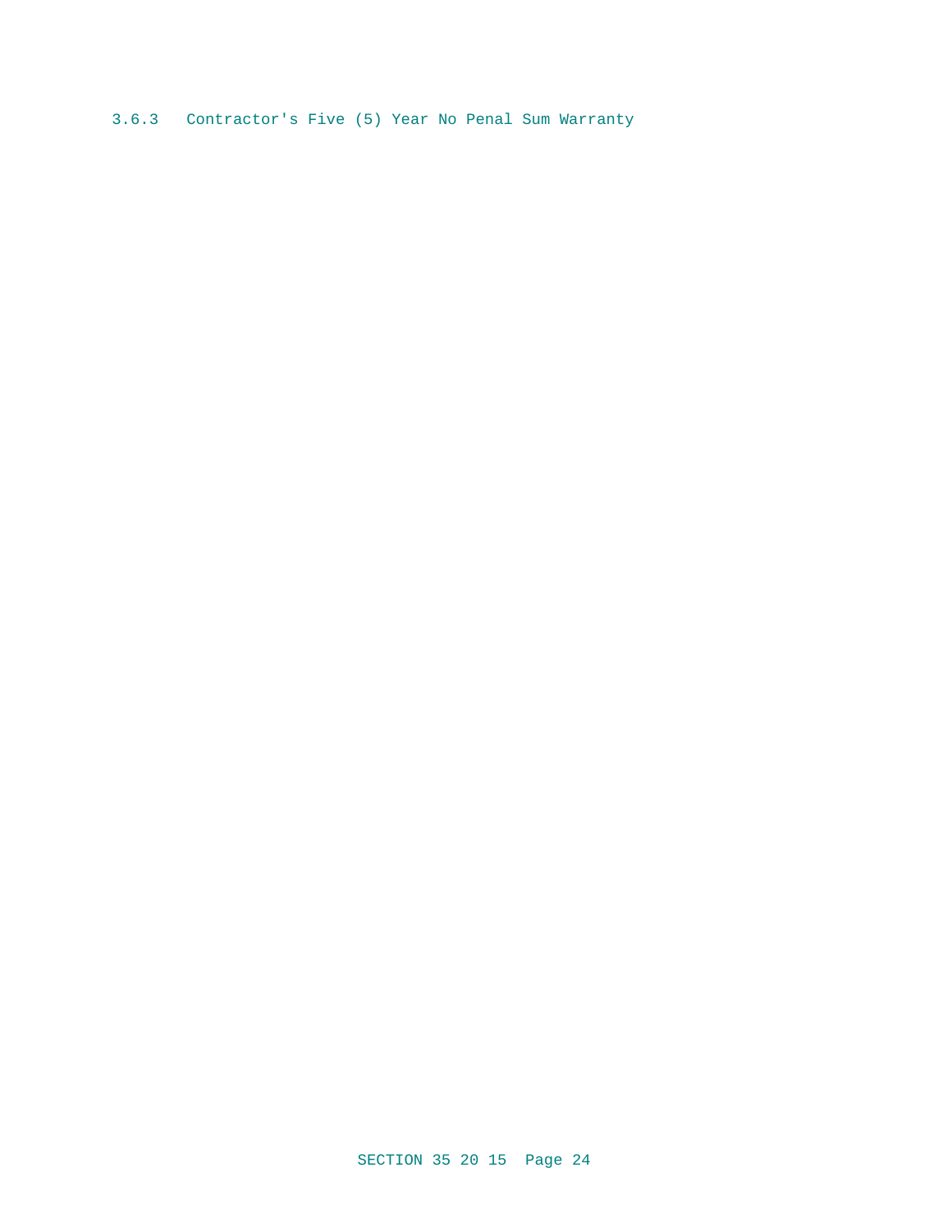### 3.6.3 Contractor's Five (5) Year No Penal Sum Warranty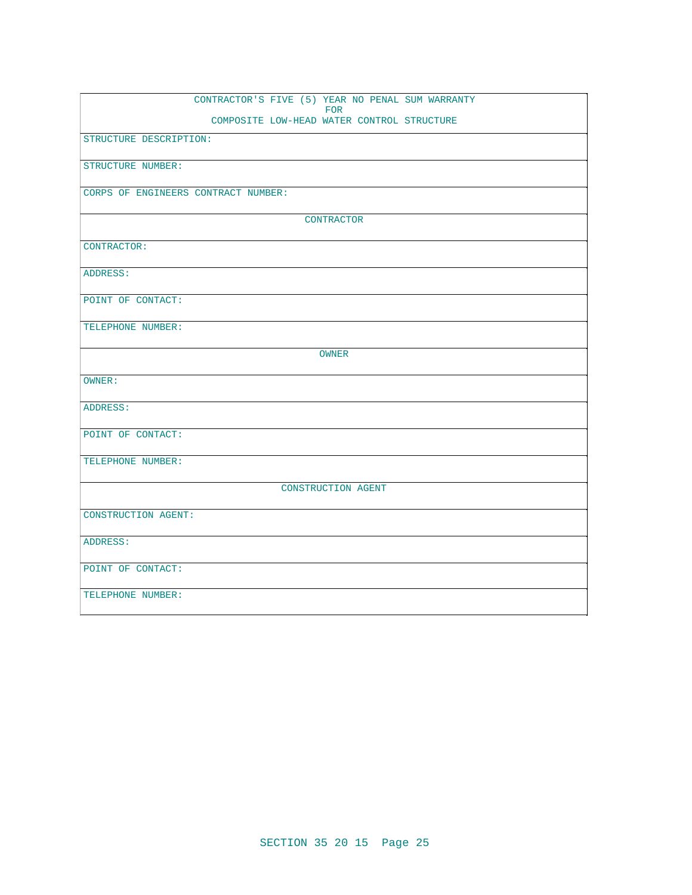| CONTRACTOR'S FIVE (5) YEAR NO PENAL SUM WARRANTY<br>FOR<br>COMPOSITE LOW-HEAD WATER CONTROL STRUCTURE |
| --- |
| STRUCTURE DESCRIPTION: |
| STRUCTURE NUMBER: |
| CORPS OF ENGINEERS CONTRACT NUMBER: |
| CONTRACTOR |
| CONTRACTOR: |
| ADDRESS: |
| POINT OF CONTACT: |
| TELEPHONE NUMBER: |
| OWNER |
| OWNER: |
| ADDRESS: |
| POINT OF CONTACT: |
| TELEPHONE NUMBER: |
| CONSTRUCTION AGENT |
| CONSTRUCTION AGENT: |
| ADDRESS: |
| POINT OF CONTACT: |
| TELEPHONE NUMBER: |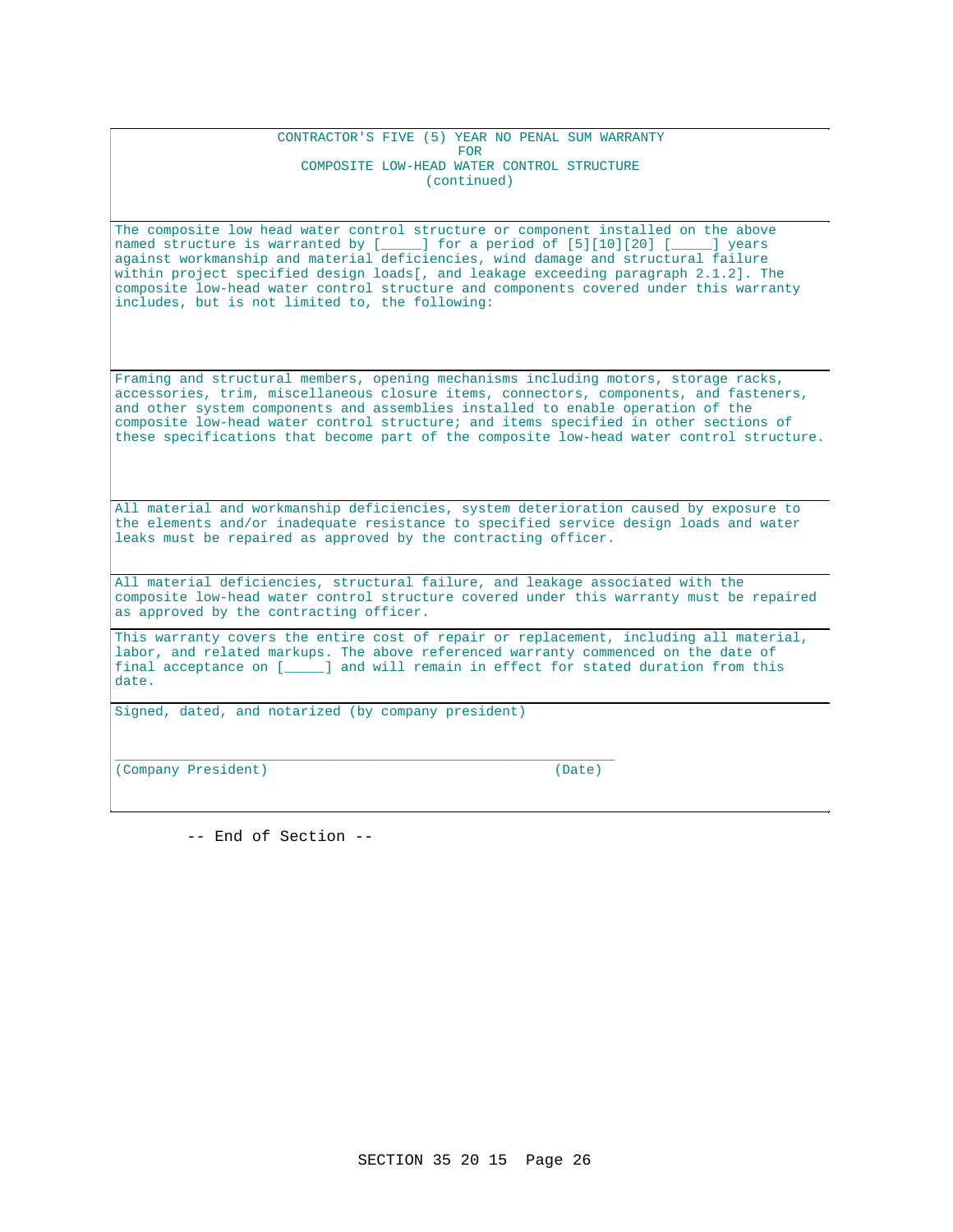CONTRACTOR'S FIVE (5) YEAR NO PENAL SUM WARRANTY
FOR
COMPOSITE LOW-HEAD WATER CONTROL STRUCTURE
(continued)

The composite low head water control structure or component installed on the above named structure is warranted by [_____] for a period of [5][10][20] [_____] years against workmanship and material deficiencies, wind damage and structural failure within project specified design loads[, and leakage exceeding paragraph 2.1.2]. The composite low-head water control structure and components covered under this warranty includes, but is not limited to, the following:

Framing and structural members, opening mechanisms including motors, storage racks, accessories, trim, miscellaneous closure items, connectors, components, and fasteners, and other system components and assemblies installed to enable operation of the composite low-head water control structure; and items specified in other sections of these specifications that become part of the composite low-head water control structure.

All material and workmanship deficiencies, system deterioration caused by exposure to the elements and/or inadequate resistance to specified service design loads and water leaks must be repaired as approved by the contracting officer.

All material deficiencies, structural failure, and leakage associated with the composite low-head water control structure covered under this warranty must be repaired as approved by the contracting officer.

This warranty covers the entire cost of repair or replacement, including all material, labor, and related markups. The above referenced warranty commenced on the date of final acceptance on [_____] and will remain in effect for stated duration from this date.

Signed, dated, and notarized (by company president)

_______________________________________________

(Company President) (Date)

-- End of Section --